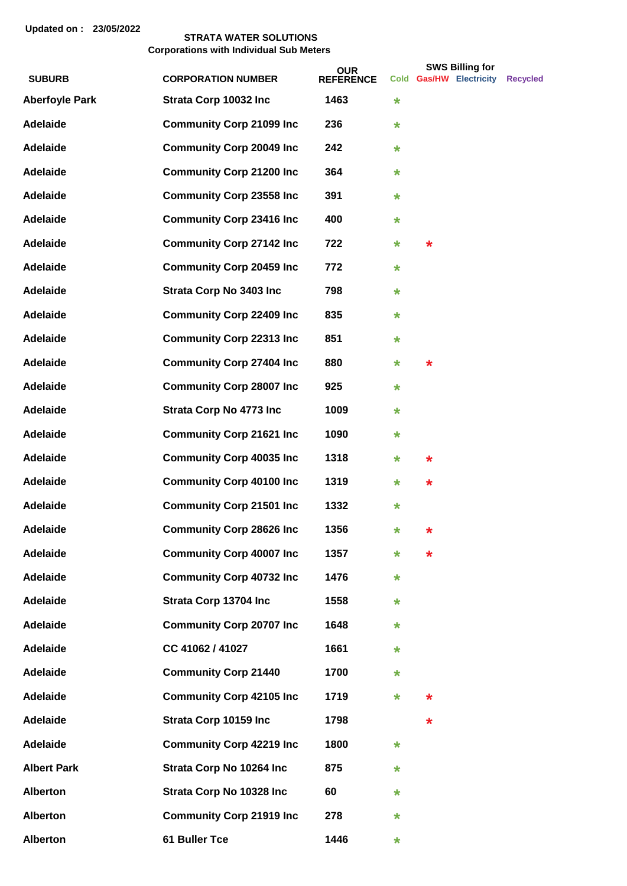Updated on : 23/05/2022

**STRATA WATER SOLUTIONS**
**Corporations with Individual Sub Meters**

| SUBURB | CORPORATION NUMBER | OUR REFERENCE | SWS Billing for Cold | Gas/HW | Electricity | Recycled |
|---|---|---|---|---|---|---|
| Aberfoyle Park | Strata Corp 10032 Inc | 1463 | * | | | |
| Adelaide | Community Corp 21099 Inc | 236 | * | | | |
| Adelaide | Community Corp 20049 Inc | 242 | * | | | |
| Adelaide | Community Corp 21200 Inc | 364 | * | | | |
| Adelaide | Community Corp 23558 Inc | 391 | * | | | |
| Adelaide | Community Corp 23416 Inc | 400 | * | | | |
| Adelaide | Community Corp 27142 Inc | 722 | * | * | | |
| Adelaide | Community Corp 20459 Inc | 772 | * | | | |
| Adelaide | Strata Corp No 3403 Inc | 798 | * | | | |
| Adelaide | Community Corp 22409 Inc | 835 | * | | | |
| Adelaide | Community Corp 22313 Inc | 851 | * | | | |
| Adelaide | Community Corp 27404 Inc | 880 | * | * | | |
| Adelaide | Community Corp 28007 Inc | 925 | * | | | |
| Adelaide | Strata Corp No 4773 Inc | 1009 | * | | | |
| Adelaide | Community Corp 21621 Inc | 1090 | * | | | |
| Adelaide | Community Corp 40035 Inc | 1318 | * | * | | |
| Adelaide | Community Corp 40100 Inc | 1319 | * | * | | |
| Adelaide | Community Corp 21501 Inc | 1332 | * | | | |
| Adelaide | Community Corp 28626 Inc | 1356 | * | * | | |
| Adelaide | Community Corp 40007 Inc | 1357 | * | * | | |
| Adelaide | Community Corp 40732 Inc | 1476 | * | | | |
| Adelaide | Strata Corp 13704 Inc | 1558 | * | | | |
| Adelaide | Community Corp 20707 Inc | 1648 | * | | | |
| Adelaide | CC 41062 / 41027 | 1661 | * | | | |
| Adelaide | Community Corp 21440 | 1700 | * | | | |
| Adelaide | Community Corp 42105 Inc | 1719 | * | * | | |
| Adelaide | Strata Corp 10159 Inc | 1798 | | * | | |
| Adelaide | Community Corp 42219 Inc | 1800 | * | | | |
| Albert Park | Strata Corp No 10264 Inc | 875 | * | | | |
| Alberton | Strata Corp No 10328 Inc | 60 | * | | | |
| Alberton | Community Corp 21919 Inc | 278 | * | | | |
| Alberton | 61 Buller Tce | 1446 | * | | | |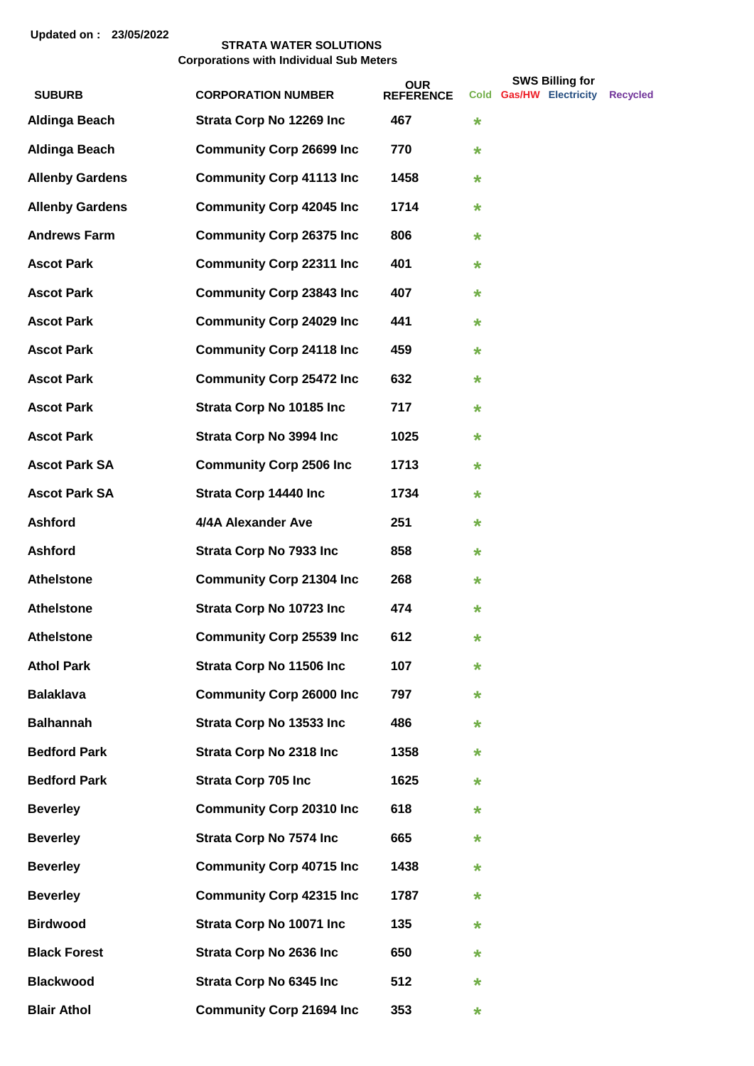Updated on : 23/05/2022

**STRATA WATER SOLUTIONS**
**Corporations with Individual Sub Meters**

| SUBURB | CORPORATION NUMBER | OUR REFERENCE | SWS Billing for Cold | Gas/HW | Electricity | Recycled |
|---|---|---|---|---|---|---|
| Aldinga Beach | Strata Corp No 12269 Inc | 467 | * | | | |
| Aldinga Beach | Community Corp 26699 Inc | 770 | * | | | |
| Allenby Gardens | Community Corp 41113 Inc | 1458 | * | | | |
| Allenby Gardens | Community Corp 42045 Inc | 1714 | * | | | |
| Andrews Farm | Community Corp 26375 Inc | 806 | * | | | |
| Ascot Park | Community Corp 22311 Inc | 401 | * | | | |
| Ascot Park | Community Corp 23843 Inc | 407 | * | | | |
| Ascot Park | Community Corp 24029 Inc | 441 | * | | | |
| Ascot Park | Community Corp 24118 Inc | 459 | * | | | |
| Ascot Park | Community Corp 25472 Inc | 632 | * | | | |
| Ascot Park | Strata Corp No 10185 Inc | 717 | * | | | |
| Ascot Park | Strata Corp No 3994 Inc | 1025 | * | | | |
| Ascot Park SA | Community Corp 2506 Inc | 1713 | * | | | |
| Ascot Park SA | Strata Corp 14440 Inc | 1734 | * | | | |
| Ashford | 4/4A Alexander Ave | 251 | * | | | |
| Ashford | Strata Corp No 7933 Inc | 858 | * | | | |
| Athelstone | Community Corp 21304 Inc | 268 | * | | | |
| Athelstone | Strata Corp No 10723 Inc | 474 | * | | | |
| Athelstone | Community Corp 25539 Inc | 612 | * | | | |
| Athol Park | Strata Corp No 11506 Inc | 107 | * | | | |
| Balaklava | Community Corp 26000 Inc | 797 | * | | | |
| Balhannah | Strata Corp No 13533 Inc | 486 | * | | | |
| Bedford Park | Strata Corp No 2318 Inc | 1358 | * | | | |
| Bedford Park | Strata Corp 705 Inc | 1625 | * | | | |
| Beverley | Community Corp 20310 Inc | 618 | * | | | |
| Beverley | Strata Corp No 7574 Inc | 665 | * | | | |
| Beverley | Community Corp 40715 Inc | 1438 | * | | | |
| Beverley | Community Corp 42315 Inc | 1787 | * | | | |
| Birdwood | Strata Corp No 10071 Inc | 135 | * | | | |
| Black Forest | Strata Corp No 2636 Inc | 650 | * | | | |
| Blackwood | Strata Corp No 6345 Inc | 512 | * | | | |
| Blair Athol | Community Corp 21694 Inc | 353 | * | | | |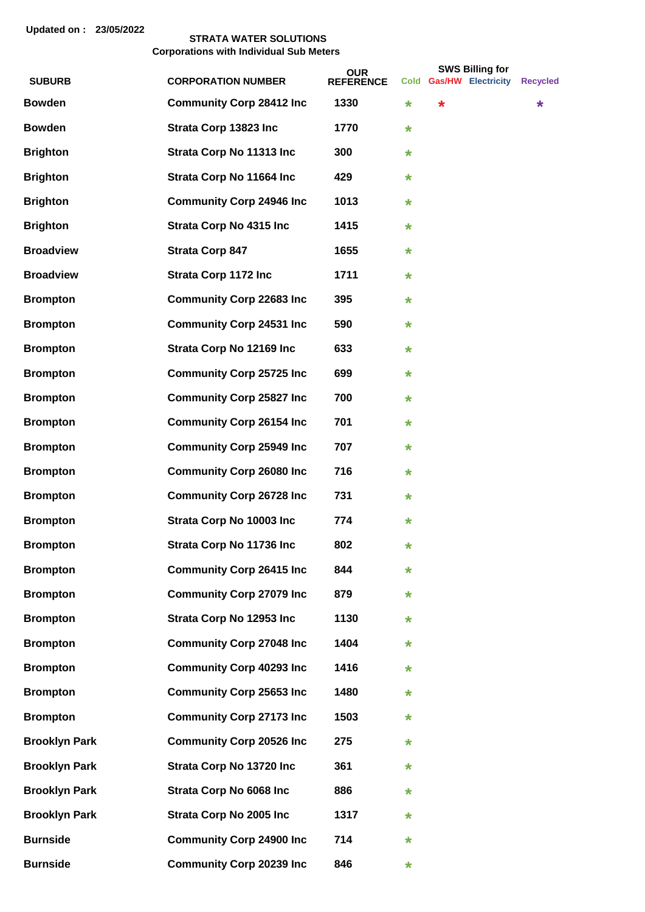Updated on : 23/05/2022

**STRATA WATER SOLUTIONS**
**Corporations with Individual Sub Meters**

| SUBURB | CORPORATION NUMBER | OUR REFERENCE | SWS Billing for Cold | Gas/HW | Electricity | Recycled |
|---|---|---|---|---|---|---|
| Bowden | Community Corp 28412 Inc | 1330 | * | * | | * |
| Bowden | Strata Corp 13823 Inc | 1770 | * | | | |
| Brighton | Strata Corp No 11313 Inc | 300 | * | | | |
| Brighton | Strata Corp No 11664 Inc | 429 | * | | | |
| Brighton | Community Corp 24946 Inc | 1013 | * | | | |
| Brighton | Strata Corp No 4315 Inc | 1415 | * | | | |
| Broadview | Strata Corp 847 | 1655 | * | | | |
| Broadview | Strata Corp 1172 Inc | 1711 | * | | | |
| Brompton | Community Corp 22683 Inc | 395 | * | | | |
| Brompton | Community Corp 24531 Inc | 590 | * | | | |
| Brompton | Strata Corp No 12169 Inc | 633 | * | | | |
| Brompton | Community Corp 25725 Inc | 699 | * | | | |
| Brompton | Community Corp 25827 Inc | 700 | * | | | |
| Brompton | Community Corp 26154 Inc | 701 | * | | | |
| Brompton | Community Corp 25949 Inc | 707 | * | | | |
| Brompton | Community Corp 26080 Inc | 716 | * | | | |
| Brompton | Community Corp 26728 Inc | 731 | * | | | |
| Brompton | Strata Corp No 10003 Inc | 774 | * | | | |
| Brompton | Strata Corp No 11736 Inc | 802 | * | | | |
| Brompton | Community Corp 26415 Inc | 844 | * | | | |
| Brompton | Community Corp 27079 Inc | 879 | * | | | |
| Brompton | Strata Corp No 12953 Inc | 1130 | * | | | |
| Brompton | Community Corp 27048 Inc | 1404 | * | | | |
| Brompton | Community Corp 40293 Inc | 1416 | * | | | |
| Brompton | Community Corp 25653 Inc | 1480 | * | | | |
| Brompton | Community Corp 27173 Inc | 1503 | * | | | |
| Brooklyn Park | Community Corp 20526 Inc | 275 | * | | | |
| Brooklyn Park | Strata Corp No 13720 Inc | 361 | * | | | |
| Brooklyn Park | Strata Corp No 6068 Inc | 886 | * | | | |
| Brooklyn Park | Strata Corp No 2005 Inc | 1317 | * | | | |
| Burnside | Community Corp 24900 Inc | 714 | * | | | |
| Burnside | Community Corp 20239 Inc | 846 | * | | | |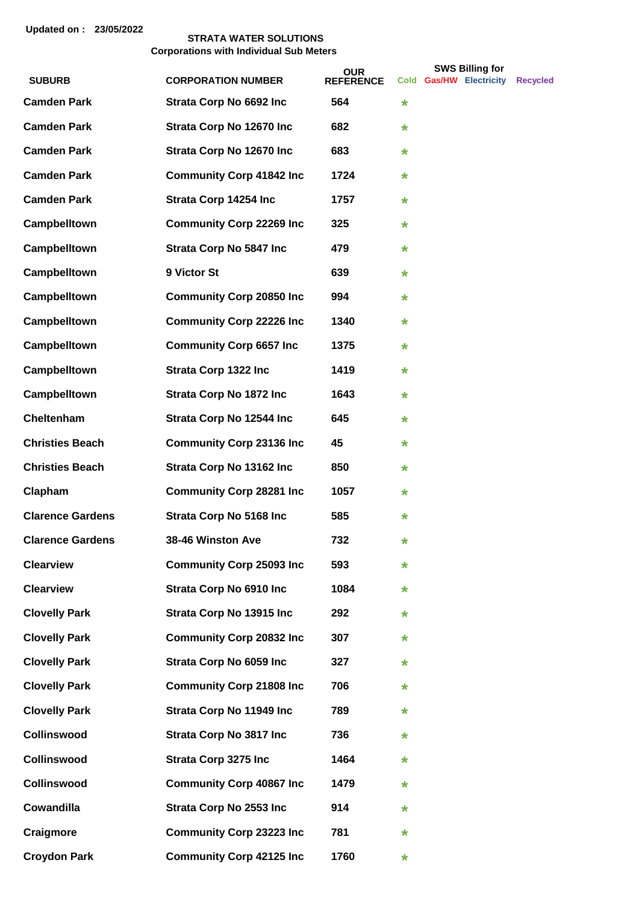Updated on : 23/05/2022

**STRATA WATER SOLUTIONS**
**Corporations with Individual Sub Meters**

| SUBURB | CORPORATION NUMBER | OUR REFERENCE | SWS Billing for Cold | Gas/HW | Electricity | Recycled |
|---|---|---|---|---|---|---|
| Camden Park | Strata Corp No 6692 Inc | 564 | * | | | |
| Camden Park | Strata Corp No 12670 Inc | 682 | * | | | |
| Camden Park | Strata Corp No 12670 Inc | 683 | * | | | |
| Camden Park | Community Corp 41842 Inc | 1724 | * | | | |
| Camden Park | Strata Corp 14254 Inc | 1757 | * | | | |
| Campbelltown | Community Corp 22269 Inc | 325 | * | | | |
| Campbelltown | Strata Corp No 5847 Inc | 479 | * | | | |
| Campbelltown | 9 Victor St | 639 | * | | | |
| Campbelltown | Community Corp 20850 Inc | 994 | * | | | |
| Campbelltown | Community Corp 22226 Inc | 1340 | * | | | |
| Campbelltown | Community Corp 6657 Inc | 1375 | * | | | |
| Campbelltown | Strata Corp 1322 Inc | 1419 | * | | | |
| Campbelltown | Strata Corp No 1872 Inc | 1643 | * | | | |
| Cheltenham | Strata Corp No 12544 Inc | 645 | * | | | |
| Christies Beach | Community Corp 23136 Inc | 45 | * | | | |
| Christies Beach | Strata Corp No 13162 Inc | 850 | * | | | |
| Clapham | Community Corp 28281 Inc | 1057 | * | | | |
| Clarence Gardens | Strata Corp No 5168 Inc | 585 | * | | | |
| Clarence Gardens | 38-46 Winston Ave | 732 | * | | | |
| Clearview | Community Corp 25093 Inc | 593 | * | | | |
| Clearview | Strata Corp No 6910 Inc | 1084 | * | | | |
| Clovelly Park | Strata Corp No 13915 Inc | 292 | * | | | |
| Clovelly Park | Community Corp 20832 Inc | 307 | * | | | |
| Clovelly Park | Strata Corp No 6059 Inc | 327 | * | | | |
| Clovelly Park | Community Corp 21808 Inc | 706 | * | | | |
| Clovelly Park | Strata Corp No 11949 Inc | 789 | * | | | |
| Collinswood | Strata Corp No 3817 Inc | 736 | * | | | |
| Collinswood | Strata Corp 3275 Inc | 1464 | * | | | |
| Collinswood | Community Corp 40867 Inc | 1479 | * | | | |
| Cowandilla | Strata Corp No 2553 Inc | 914 | * | | | |
| Craigmore | Community Corp 23223 Inc | 781 | * | | | |
| Croydon Park | Community Corp 42125 Inc | 1760 | * | | | |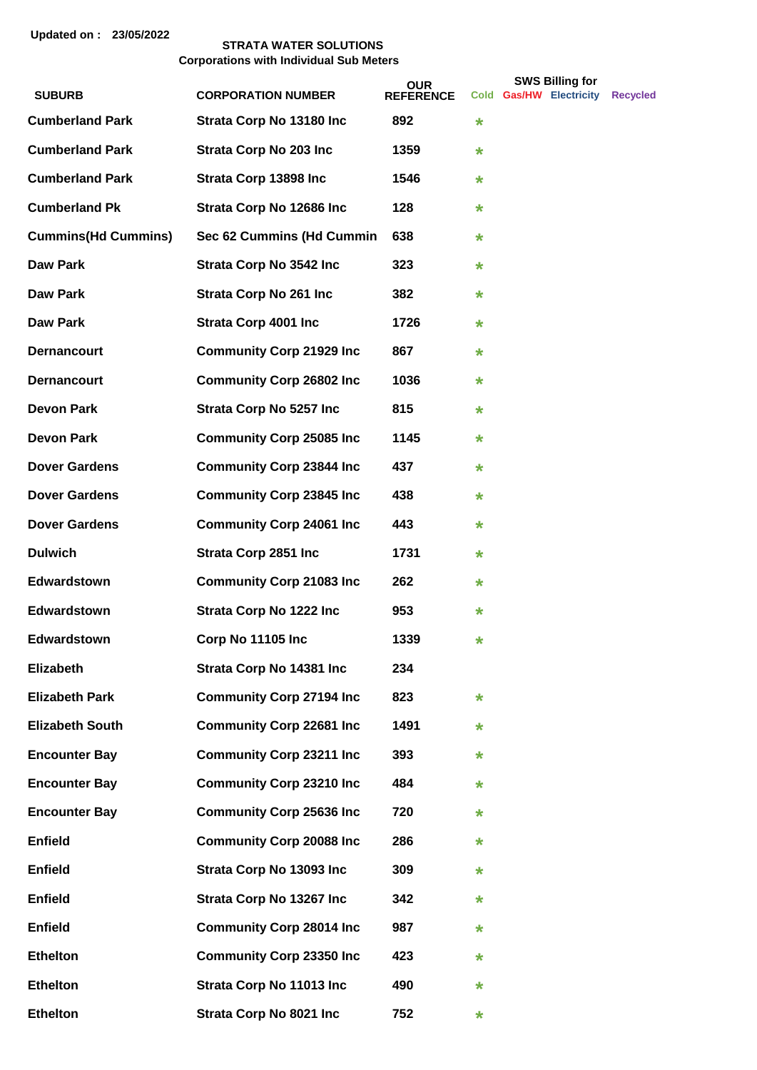Updated on : 23/05/2022

**STRATA WATER SOLUTIONS**
**Corporations with Individual Sub Meters**

| SUBURB | CORPORATION NUMBER | OUR REFERENCE | SWS Billing for Cold | Gas/HW | Electricity | Recycled |
|---|---|---|---|---|---|---|
| Cumberland Park | Strata Corp No 13180 Inc | 892 | * | | | |
| Cumberland Park | Strata Corp No 203 Inc | 1359 | * | | | |
| Cumberland Park | Strata Corp 13898 Inc | 1546 | * | | | |
| Cumberland Pk | Strata Corp No 12686 Inc | 128 | * | | | |
| Cummins(Hd Cummins) | Sec 62 Cummins (Hd Cummin | 638 | * | | | |
| Daw Park | Strata Corp No 3542 Inc | 323 | * | | | |
| Daw Park | Strata Corp No 261 Inc | 382 | * | | | |
| Daw Park | Strata Corp 4001 Inc | 1726 | * | | | |
| Dernancourt | Community Corp 21929 Inc | 867 | * | | | |
| Dernancourt | Community Corp 26802 Inc | 1036 | * | | | |
| Devon Park | Strata Corp No 5257 Inc | 815 | * | | | |
| Devon Park | Community Corp 25085 Inc | 1145 | * | | | |
| Dover Gardens | Community Corp 23844 Inc | 437 | * | | | |
| Dover Gardens | Community Corp 23845 Inc | 438 | * | | | |
| Dover Gardens | Community Corp 24061 Inc | 443 | * | | | |
| Dulwich | Strata Corp 2851 Inc | 1731 | * | | | |
| Edwardstown | Community Corp 21083 Inc | 262 | * | | | |
| Edwardstown | Strata Corp No 1222 Inc | 953 | * | | | |
| Edwardstown | Corp No 11105 Inc | 1339 | * | | | |
| Elizabeth | Strata Corp No 14381 Inc | 234 | | | | |
| Elizabeth Park | Community Corp 27194 Inc | 823 | * | | | |
| Elizabeth South | Community Corp 22681 Inc | 1491 | * | | | |
| Encounter Bay | Community Corp 23211 Inc | 393 | * | | | |
| Encounter Bay | Community Corp 23210 Inc | 484 | * | | | |
| Encounter Bay | Community Corp 25636 Inc | 720 | * | | | |
| Enfield | Community Corp 20088 Inc | 286 | * | | | |
| Enfield | Strata Corp No 13093 Inc | 309 | * | | | |
| Enfield | Strata Corp No 13267 Inc | 342 | * | | | |
| Enfield | Community Corp 28014 Inc | 987 | * | | | |
| Ethelton | Community Corp 23350 Inc | 423 | * | | | |
| Ethelton | Strata Corp No 11013 Inc | 490 | * | | | |
| Ethelton | Strata Corp No 8021 Inc | 752 | * | | | |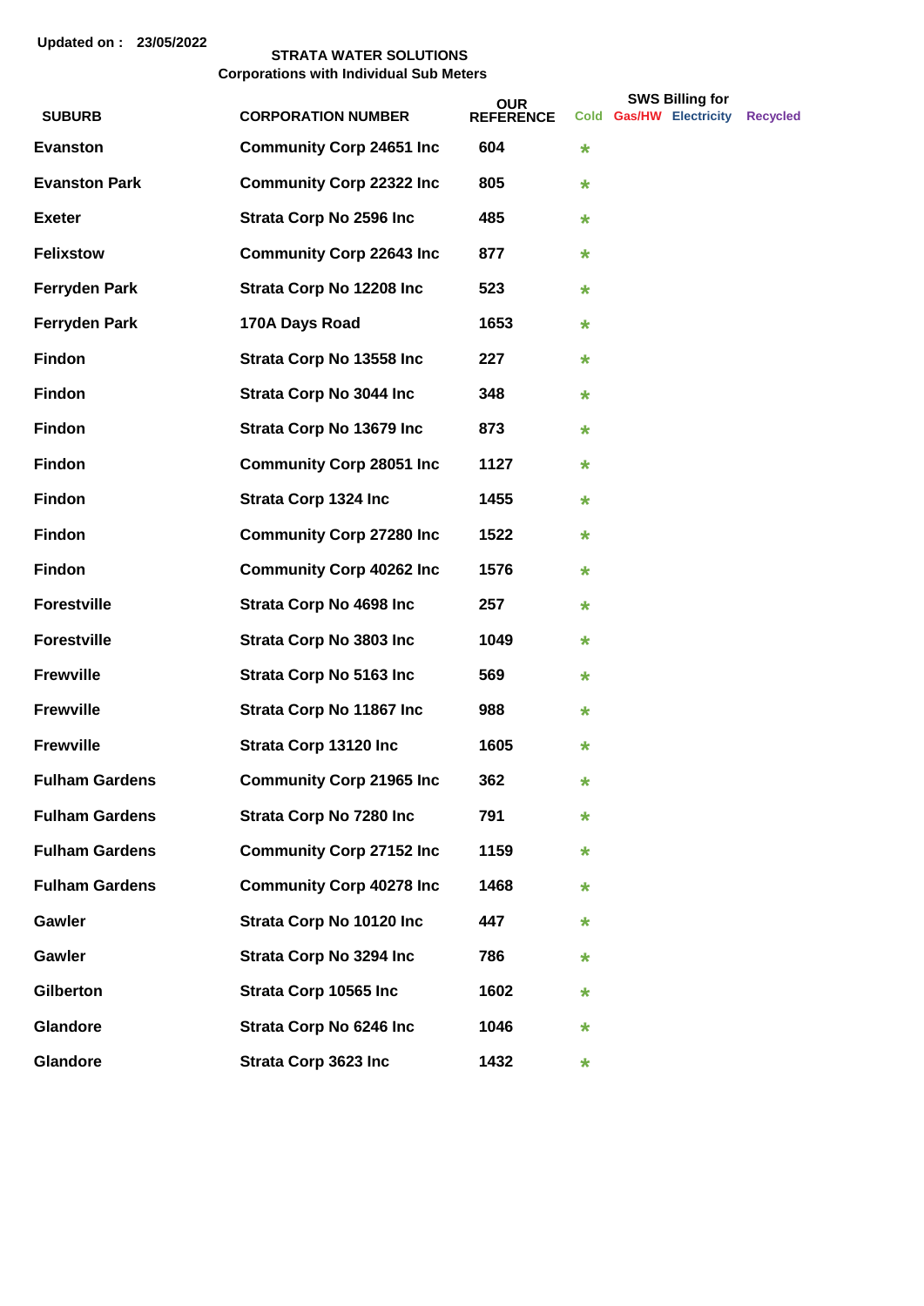Updated on : 23/05/2022

**STRATA WATER SOLUTIONS**
**Corporations with Individual Sub Meters**

| SUBURB | CORPORATION NUMBER | OUR REFERENCE | SWS Billing for Cold | Gas/HW | Electricity | Recycled |
|---|---|---|---|---|---|---|
| Evanston | Community Corp 24651 Inc | 604 | * | | | |
| Evanston Park | Community Corp 22322 Inc | 805 | * | | | |
| Exeter | Strata Corp No 2596 Inc | 485 | * | | | |
| Felixstow | Community Corp 22643 Inc | 877 | * | | | |
| Ferryden Park | Strata Corp No 12208 Inc | 523 | * | | | |
| Ferryden Park | 170A Days Road | 1653 | * | | | |
| Findon | Strata Corp No 13558 Inc | 227 | * | | | |
| Findon | Strata Corp No 3044 Inc | 348 | * | | | |
| Findon | Strata Corp No 13679 Inc | 873 | * | | | |
| Findon | Community Corp 28051 Inc | 1127 | * | | | |
| Findon | Strata Corp 1324 Inc | 1455 | * | | | |
| Findon | Community Corp 27280 Inc | 1522 | * | | | |
| Findon | Community Corp 40262 Inc | 1576 | * | | | |
| Forestville | Strata Corp No 4698 Inc | 257 | * | | | |
| Forestville | Strata Corp No 3803 Inc | 1049 | * | | | |
| Frewville | Strata Corp No 5163 Inc | 569 | * | | | |
| Frewville | Strata Corp No 11867 Inc | 988 | * | | | |
| Frewville | Strata Corp 13120 Inc | 1605 | * | | | |
| Fulham Gardens | Community Corp 21965 Inc | 362 | * | | | |
| Fulham Gardens | Strata Corp No 7280 Inc | 791 | * | | | |
| Fulham Gardens | Community Corp 27152 Inc | 1159 | * | | | |
| Fulham Gardens | Community Corp 40278 Inc | 1468 | * | | | |
| Gawler | Strata Corp No 10120 Inc | 447 | * | | | |
| Gawler | Strata Corp No 3294 Inc | 786 | * | | | |
| Gilberton | Strata Corp 10565 Inc | 1602 | * | | | |
| Glandore | Strata Corp No 6246 Inc | 1046 | * | | | |
| Glandore | Strata Corp 3623 Inc | 1432 | * | | | |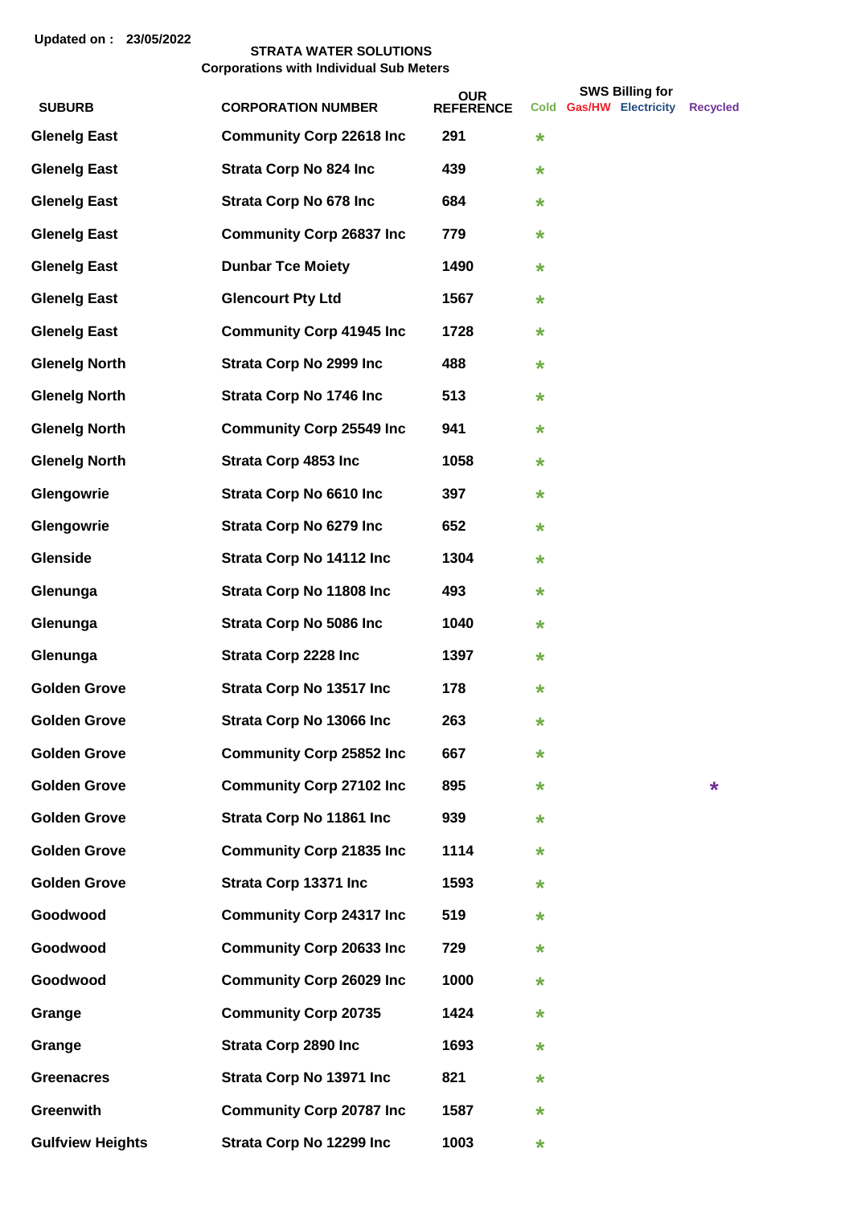Updated on : 23/05/2022

**STRATA WATER SOLUTIONS**
**Corporations with Individual Sub Meters**

| SUBURB | CORPORATION NUMBER | OUR REFERENCE | SWS Billing for | | | |
|---|---|---|---|---|---|---|
| | | | Cold | Gas/HW | Electricity | Recycled |
| Glenelg East | Community Corp 22618 Inc | 291 | * | | | |
| Glenelg East | Strata Corp No 824 Inc | 439 | * | | | |
| Glenelg East | Strata Corp No 678 Inc | 684 | * | | | |
| Glenelg East | Community Corp 26837 Inc | 779 | * | | | |
| Glenelg East | Dunbar Tce Moiety | 1490 | * | | | |
| Glenelg East | Glencourt Pty Ltd | 1567 | * | | | |
| Glenelg East | Community Corp 41945 Inc | 1728 | * | | | |
| Glenelg North | Strata Corp No 2999 Inc | 488 | * | | | |
| Glenelg North | Strata Corp No 1746 Inc | 513 | * | | | |
| Glenelg North | Community Corp 25549 Inc | 941 | * | | | |
| Glenelg North | Strata Corp 4853 Inc | 1058 | * | | | |
| Glengowrie | Strata Corp No 6610 Inc | 397 | * | | | |
| Glengowrie | Strata Corp No 6279 Inc | 652 | * | | | |
| Glenside | Strata Corp No 14112 Inc | 1304 | * | | | |
| Glenunga | Strata Corp No 11808 Inc | 493 | * | | | |
| Glenunga | Strata Corp No 5086 Inc | 1040 | * | | | |
| Glenunga | Strata Corp 2228 Inc | 1397 | * | | | |
| Golden Grove | Strata Corp No 13517 Inc | 178 | * | | | |
| Golden Grove | Strata Corp No 13066 Inc | 263 | * | | | |
| Golden Grove | Community Corp 25852 Inc | 667 | * | | | |
| Golden Grove | Community Corp 27102 Inc | 895 | * | | | * |
| Golden Grove | Strata Corp No 11861 Inc | 939 | * | | | |
| Golden Grove | Community Corp 21835 Inc | 1114 | * | | | |
| Golden Grove | Strata Corp 13371 Inc | 1593 | * | | | |
| Goodwood | Community Corp 24317 Inc | 519 | * | | | |
| Goodwood | Community Corp 20633 Inc | 729 | * | | | |
| Goodwood | Community Corp 26029 Inc | 1000 | * | | | |
| Grange | Community Corp 20735 | 1424 | * | | | |
| Grange | Strata Corp 2890 Inc | 1693 | * | | | |
| Greenacres | Strata Corp No 13971 Inc | 821 | * | | | |
| Greenwith | Community Corp 20787 Inc | 1587 | * | | | |
| Gulfview Heights | Strata Corp No 12299 Inc | 1003 | * | | | |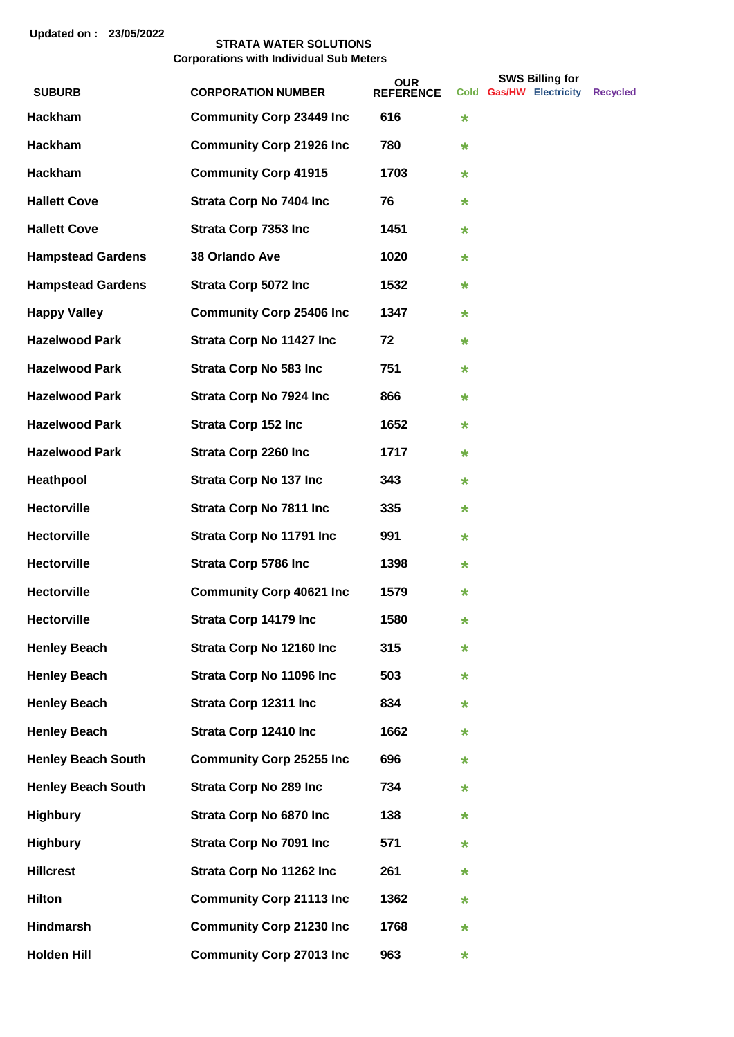Updated on : 23/05/2022

**STRATA WATER SOLUTIONS**
**Corporations with Individual Sub Meters**

| SUBURB | CORPORATION NUMBER | OUR REFERENCE | SWS Billing for Cold | Gas/HW | Electricity | Recycled |
|---|---|---|---|---|---|---|
| Hackham | Community Corp 23449 Inc | 616 | * | | | |
| Hackham | Community Corp 21926 Inc | 780 | * | | | |
| Hackham | Community Corp 41915 | 1703 | * | | | |
| Hallett Cove | Strata Corp No 7404 Inc | 76 | * | | | |
| Hallett Cove | Strata Corp 7353 Inc | 1451 | * | | | |
| Hampstead Gardens | 38 Orlando Ave | 1020 | * | | | |
| Hampstead Gardens | Strata Corp 5072 Inc | 1532 | * | | | |
| Happy Valley | Community Corp 25406 Inc | 1347 | * | | | |
| Hazelwood Park | Strata Corp No 11427 Inc | 72 | * | | | |
| Hazelwood Park | Strata Corp No 583 Inc | 751 | * | | | |
| Hazelwood Park | Strata Corp No 7924 Inc | 866 | * | | | |
| Hazelwood Park | Strata Corp 152 Inc | 1652 | * | | | |
| Hazelwood Park | Strata Corp 2260 Inc | 1717 | * | | | |
| Heathpool | Strata Corp No 137 Inc | 343 | * | | | |
| Hectorville | Strata Corp No 7811 Inc | 335 | * | | | |
| Hectorville | Strata Corp No 11791 Inc | 991 | * | | | |
| Hectorville | Strata Corp 5786 Inc | 1398 | * | | | |
| Hectorville | Community Corp 40621 Inc | 1579 | * | | | |
| Hectorville | Strata Corp 14179 Inc | 1580 | * | | | |
| Henley Beach | Strata Corp No 12160 Inc | 315 | * | | | |
| Henley Beach | Strata Corp No 11096 Inc | 503 | * | | | |
| Henley Beach | Strata Corp 12311 Inc | 834 | * | | | |
| Henley Beach | Strata Corp 12410 Inc | 1662 | * | | | |
| Henley Beach South | Community Corp 25255 Inc | 696 | * | | | |
| Henley Beach South | Strata Corp No 289 Inc | 734 | * | | | |
| Highbury | Strata Corp No 6870 Inc | 138 | * | | | |
| Highbury | Strata Corp No 7091 Inc | 571 | * | | | |
| Hillcrest | Strata Corp No 11262 Inc | 261 | * | | | |
| Hilton | Community Corp 21113 Inc | 1362 | * | | | |
| Hindmarsh | Community Corp 21230 Inc | 1768 | * | | | |
| Holden Hill | Community Corp 27013 Inc | 963 | * | | | |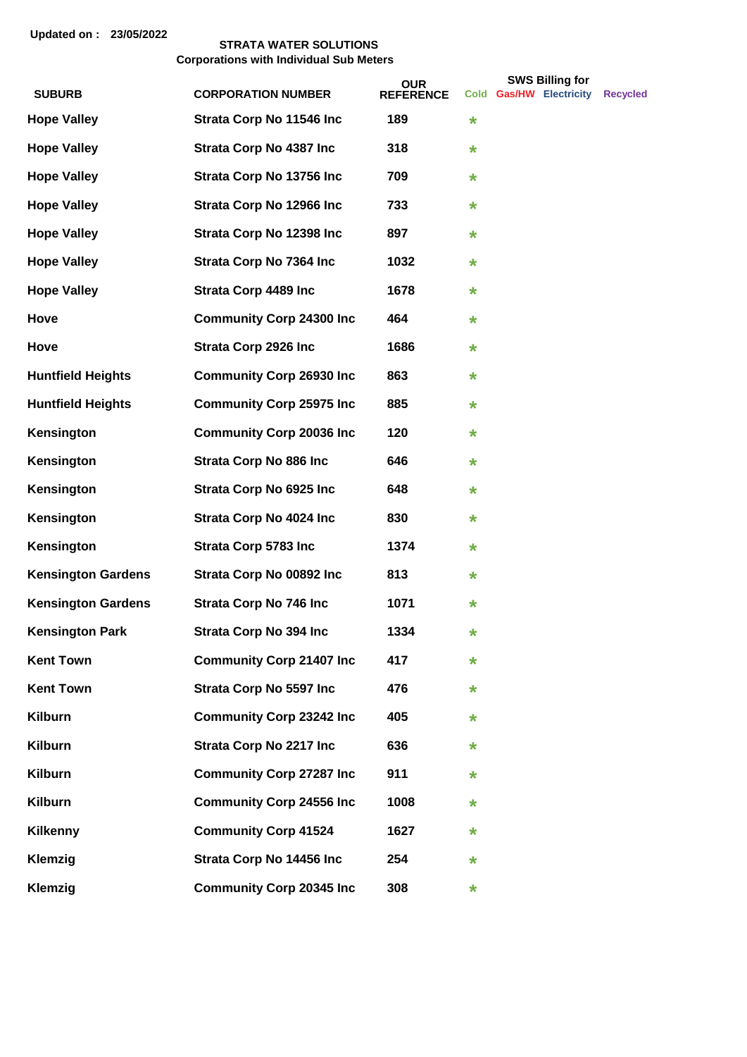Updated on : 23/05/2022

**STRATA WATER SOLUTIONS**
**Corporations with Individual Sub Meters**

| SUBURB | CORPORATION NUMBER | OUR REFERENCE | SWS Billing for Cold | Gas/HW | Electricity | Recycled |
|---|---|---|---|---|---|---|
| Hope Valley | Strata Corp No 11546 Inc | 189 | * | | | |
| Hope Valley | Strata Corp No 4387 Inc | 318 | * | | | |
| Hope Valley | Strata Corp No 13756 Inc | 709 | * | | | |
| Hope Valley | Strata Corp No 12966 Inc | 733 | * | | | |
| Hope Valley | Strata Corp No 12398 Inc | 897 | * | | | |
| Hope Valley | Strata Corp No 7364 Inc | 1032 | * | | | |
| Hope Valley | Strata Corp 4489 Inc | 1678 | * | | | |
| Hove | Community Corp 24300 Inc | 464 | * | | | |
| Hove | Strata Corp 2926 Inc | 1686 | * | | | |
| Huntfield Heights | Community Corp 26930 Inc | 863 | * | | | |
| Huntfield Heights | Community Corp 25975 Inc | 885 | * | | | |
| Kensington | Community Corp 20036 Inc | 120 | * | | | |
| Kensington | Strata Corp No 886 Inc | 646 | * | | | |
| Kensington | Strata Corp No 6925 Inc | 648 | * | | | |
| Kensington | Strata Corp No 4024 Inc | 830 | * | | | |
| Kensington | Strata Corp 5783 Inc | 1374 | * | | | |
| Kensington Gardens | Strata Corp No 00892 Inc | 813 | * | | | |
| Kensington Gardens | Strata Corp No 746 Inc | 1071 | * | | | |
| Kensington Park | Strata Corp No 394 Inc | 1334 | * | | | |
| Kent Town | Community Corp 21407 Inc | 417 | * | | | |
| Kent Town | Strata Corp No 5597 Inc | 476 | * | | | |
| Kilburn | Community Corp 23242 Inc | 405 | * | | | |
| Kilburn | Strata Corp No 2217 Inc | 636 | * | | | |
| Kilburn | Community Corp 27287 Inc | 911 | * | | | |
| Kilburn | Community Corp 24556 Inc | 1008 | * | | | |
| Kilkenny | Community Corp 41524 | 1627 | * | | | |
| Klemzig | Strata Corp No 14456 Inc | 254 | * | | | |
| Klemzig | Community Corp 20345 Inc | 308 | * | | | |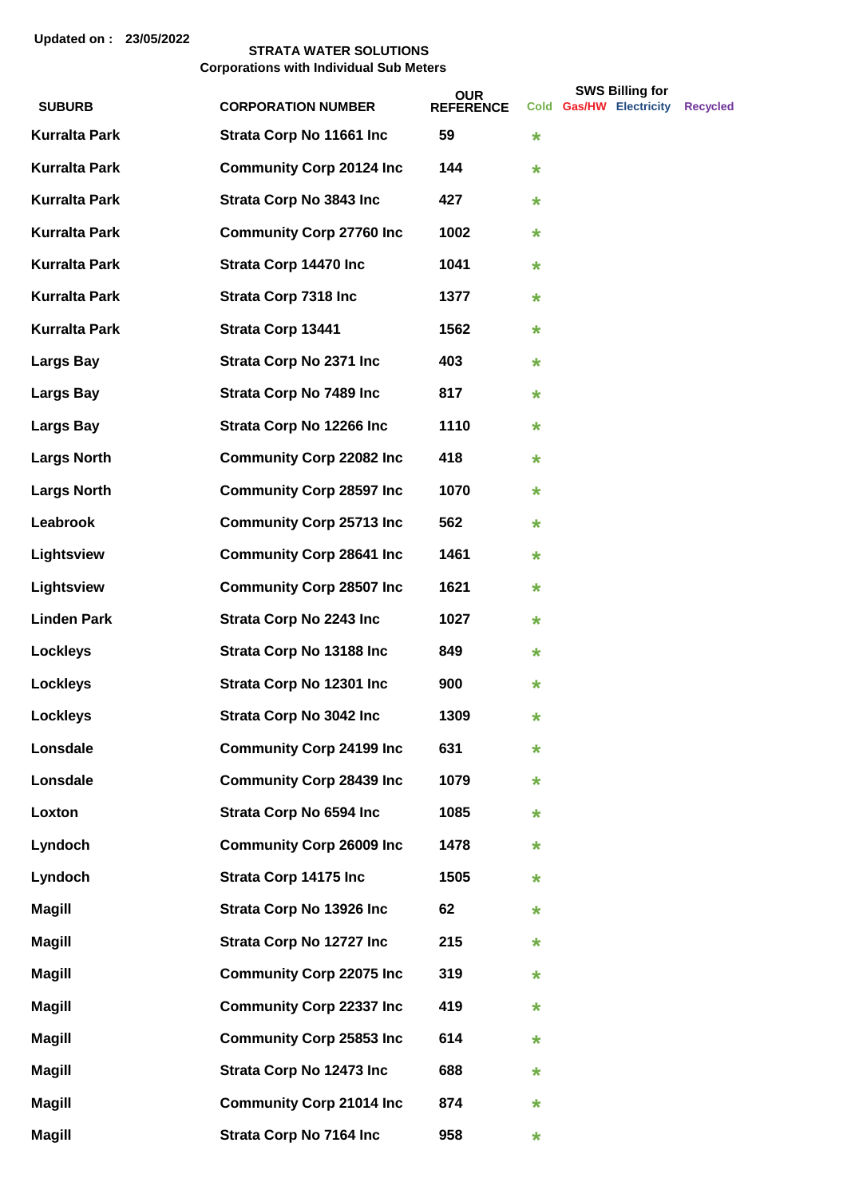Updated on : 23/05/2022

**STRATA WATER SOLUTIONS**
**Corporations with Individual Sub Meters**

| SUBURB | CORPORATION NUMBER | OUR REFERENCE | SWS Billing for Cold | Gas/HW | Electricity | Recycled |
|---|---|---|---|---|---|---|
| Kurralta Park | Strata Corp No 11661 Inc | 59 | * | | | |
| Kurralta Park | Community Corp 20124 Inc | 144 | * | | | |
| Kurralta Park | Strata Corp No 3843 Inc | 427 | * | | | |
| Kurralta Park | Community Corp 27760 Inc | 1002 | * | | | |
| Kurralta Park | Strata Corp 14470 Inc | 1041 | * | | | |
| Kurralta Park | Strata Corp 7318 Inc | 1377 | * | | | |
| Kurralta Park | Strata Corp 13441 | 1562 | * | | | |
| Largs Bay | Strata Corp No 2371 Inc | 403 | * | | | |
| Largs Bay | Strata Corp No 7489 Inc | 817 | * | | | |
| Largs Bay | Strata Corp No 12266 Inc | 1110 | * | | | |
| Largs North | Community Corp 22082 Inc | 418 | * | | | |
| Largs North | Community Corp 28597 Inc | 1070 | * | | | |
| Leabrook | Community Corp 25713 Inc | 562 | * | | | |
| Lightsview | Community Corp 28641 Inc | 1461 | * | | | |
| Lightsview | Community Corp 28507 Inc | 1621 | * | | | |
| Linden Park | Strata Corp No 2243 Inc | 1027 | * | | | |
| Lockleys | Strata Corp No 13188 Inc | 849 | * | | | |
| Lockleys | Strata Corp No 12301 Inc | 900 | * | | | |
| Lockleys | Strata Corp No 3042 Inc | 1309 | * | | | |
| Lonsdale | Community Corp 24199 Inc | 631 | * | | | |
| Lonsdale | Community Corp 28439 Inc | 1079 | * | | | |
| Loxton | Strata Corp No 6594 Inc | 1085 | * | | | |
| Lyndoch | Community Corp 26009 Inc | 1478 | * | | | |
| Lyndoch | Strata Corp 14175 Inc | 1505 | * | | | |
| Magill | Strata Corp No 13926 Inc | 62 | * | | | |
| Magill | Strata Corp No 12727 Inc | 215 | * | | | |
| Magill | Community Corp 22075 Inc | 319 | * | | | |
| Magill | Community Corp 22337 Inc | 419 | * | | | |
| Magill | Community Corp 25853 Inc | 614 | * | | | |
| Magill | Strata Corp No 12473 Inc | 688 | * | | | |
| Magill | Community Corp 21014 Inc | 874 | * | | | |
| Magill | Strata Corp No 7164 Inc | 958 | * | | | |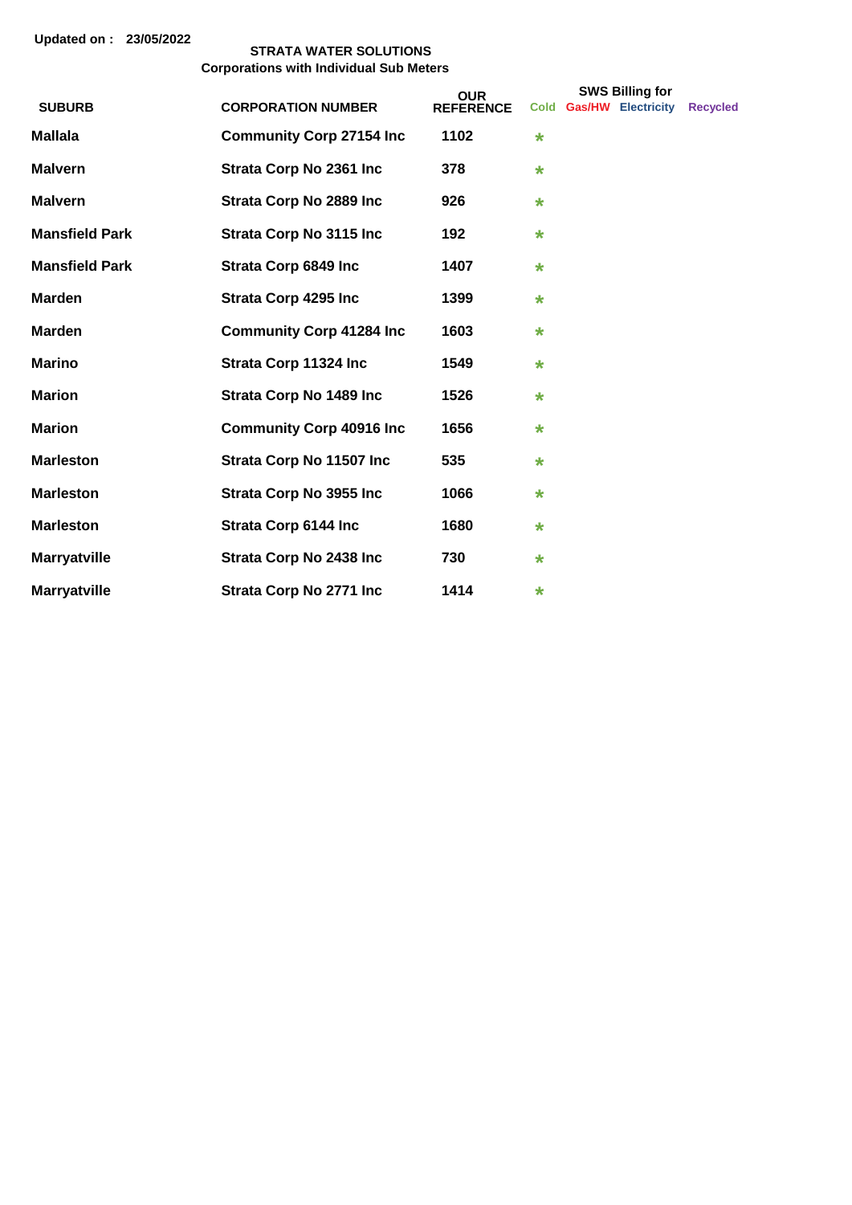Updated on : 23/05/2022

**STRATA WATER SOLUTIONS**
**Corporations with Individual Sub Meters**

| SUBURB | CORPORATION NUMBER | OUR REFERENCE | SWS Billing for Cold | Gas/HW | Electricity | Recycled |
|---|---|---|---|---|---|---|
| Mallala | Community Corp 27154 Inc | 1102 | * | | | |
| Malvern | Strata Corp No 2361 Inc | 378 | * | | | |
| Malvern | Strata Corp No 2889 Inc | 926 | * | | | |
| Mansfield Park | Strata Corp No 3115 Inc | 192 | * | | | |
| Mansfield Park | Strata Corp 6849 Inc | 1407 | * | | | |
| Marden | Strata Corp 4295 Inc | 1399 | * | | | |
| Marden | Community Corp 41284 Inc | 1603 | * | | | |
| Marino | Strata Corp 11324 Inc | 1549 | * | | | |
| Marion | Strata Corp No 1489 Inc | 1526 | * | | | |
| Marion | Community Corp 40916 Inc | 1656 | * | | | |
| Marleston | Strata Corp No 11507 Inc | 535 | * | | | |
| Marleston | Strata Corp No 3955 Inc | 1066 | * | | | |
| Marleston | Strata Corp 6144 Inc | 1680 | * | | | |
| Marryatville | Strata Corp No 2438 Inc | 730 | * | | | |
| Marryatville | Strata Corp No 2771 Inc | 1414 | * | | | |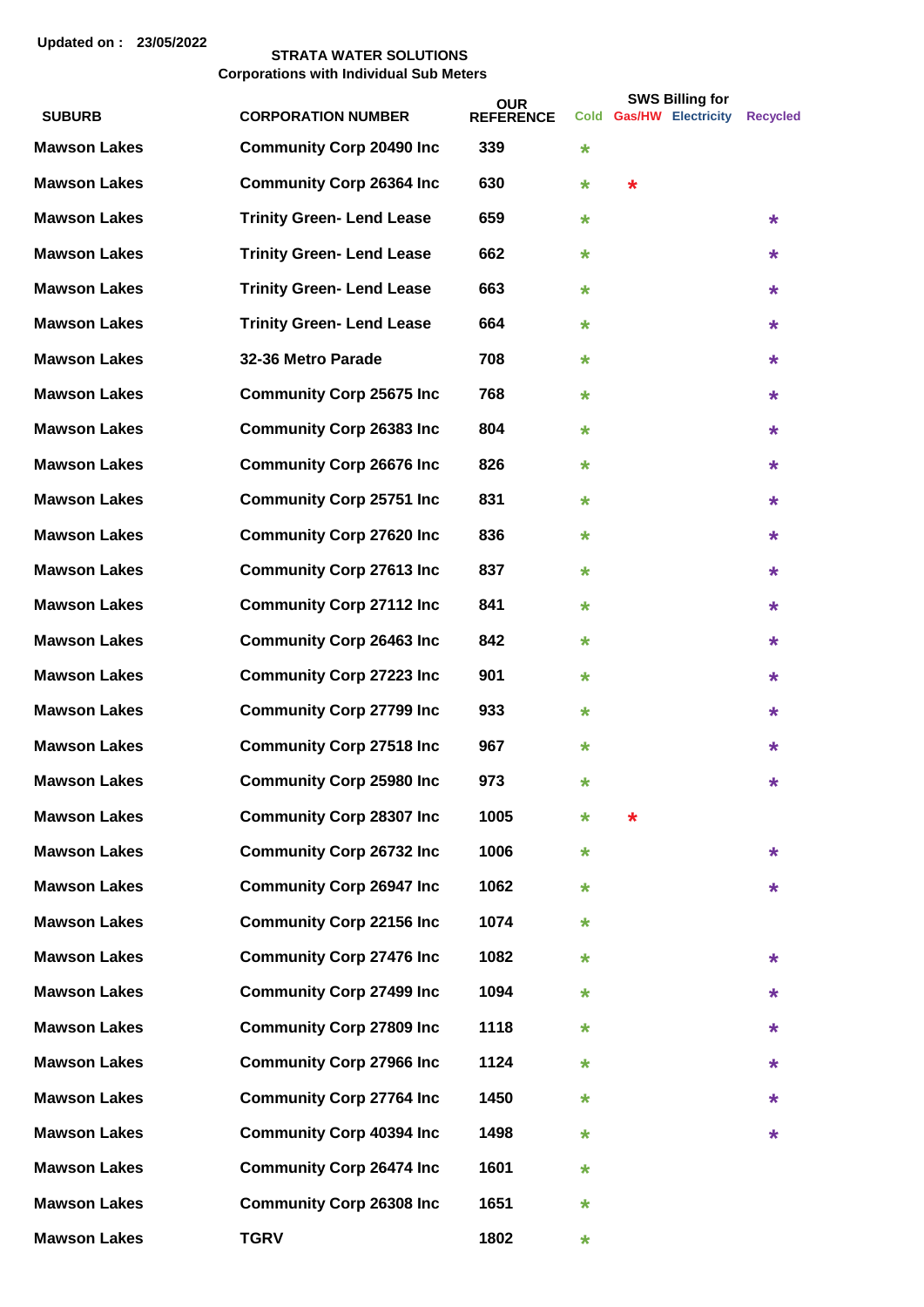Updated on : 23/05/2022

**STRATA WATER SOLUTIONS**
**Corporations with Individual Sub Meters**

| SUBURB | CORPORATION NUMBER | OUR REFERENCE | SWS Billing for | | | |
|---|---|---|---|---|---|---|
| | | | Cold | Gas/HW | Electricity | Recycled |
| Mawson Lakes | Community Corp 20490 Inc | 339 | * | | | |
| Mawson Lakes | Community Corp 26364 Inc | 630 | * | * | | |
| Mawson Lakes | Trinity Green- Lend Lease | 659 | * | | | * |
| Mawson Lakes | Trinity Green- Lend Lease | 662 | * | | | * |
| Mawson Lakes | Trinity Green- Lend Lease | 663 | * | | | * |
| Mawson Lakes | Trinity Green- Lend Lease | 664 | * | | | * |
| Mawson Lakes | 32-36 Metro Parade | 708 | * | | | * |
| Mawson Lakes | Community Corp 25675 Inc | 768 | * | | | * |
| Mawson Lakes | Community Corp 26383 Inc | 804 | * | | | * |
| Mawson Lakes | Community Corp 26676 Inc | 826 | * | | | * |
| Mawson Lakes | Community Corp 25751 Inc | 831 | * | | | * |
| Mawson Lakes | Community Corp 27620 Inc | 836 | * | | | * |
| Mawson Lakes | Community Corp 27613 Inc | 837 | * | | | * |
| Mawson Lakes | Community Corp 27112 Inc | 841 | * | | | * |
| Mawson Lakes | Community Corp 26463 Inc | 842 | * | | | * |
| Mawson Lakes | Community Corp 27223 Inc | 901 | * | | | * |
| Mawson Lakes | Community Corp 27799 Inc | 933 | * | | | * |
| Mawson Lakes | Community Corp 27518 Inc | 967 | * | | | * |
| Mawson Lakes | Community Corp 25980 Inc | 973 | * | | | * |
| Mawson Lakes | Community Corp 28307 Inc | 1005 | * | * | | |
| Mawson Lakes | Community Corp 26732 Inc | 1006 | * | | | * |
| Mawson Lakes | Community Corp 26947 Inc | 1062 | * | | | * |
| Mawson Lakes | Community Corp 22156 Inc | 1074 | * | | | |
| Mawson Lakes | Community Corp 27476 Inc | 1082 | * | | | * |
| Mawson Lakes | Community Corp 27499 Inc | 1094 | * | | | * |
| Mawson Lakes | Community Corp 27809 Inc | 1118 | * | | | * |
| Mawson Lakes | Community Corp 27966 Inc | 1124 | * | | | * |
| Mawson Lakes | Community Corp 27764 Inc | 1450 | * | | | * |
| Mawson Lakes | Community Corp 40394 Inc | 1498 | * | | | * |
| Mawson Lakes | Community Corp 26474 Inc | 1601 | * | | | |
| Mawson Lakes | Community Corp 26308 Inc | 1651 | * | | | |
| Mawson Lakes | TGRV | 1802 | * | | | |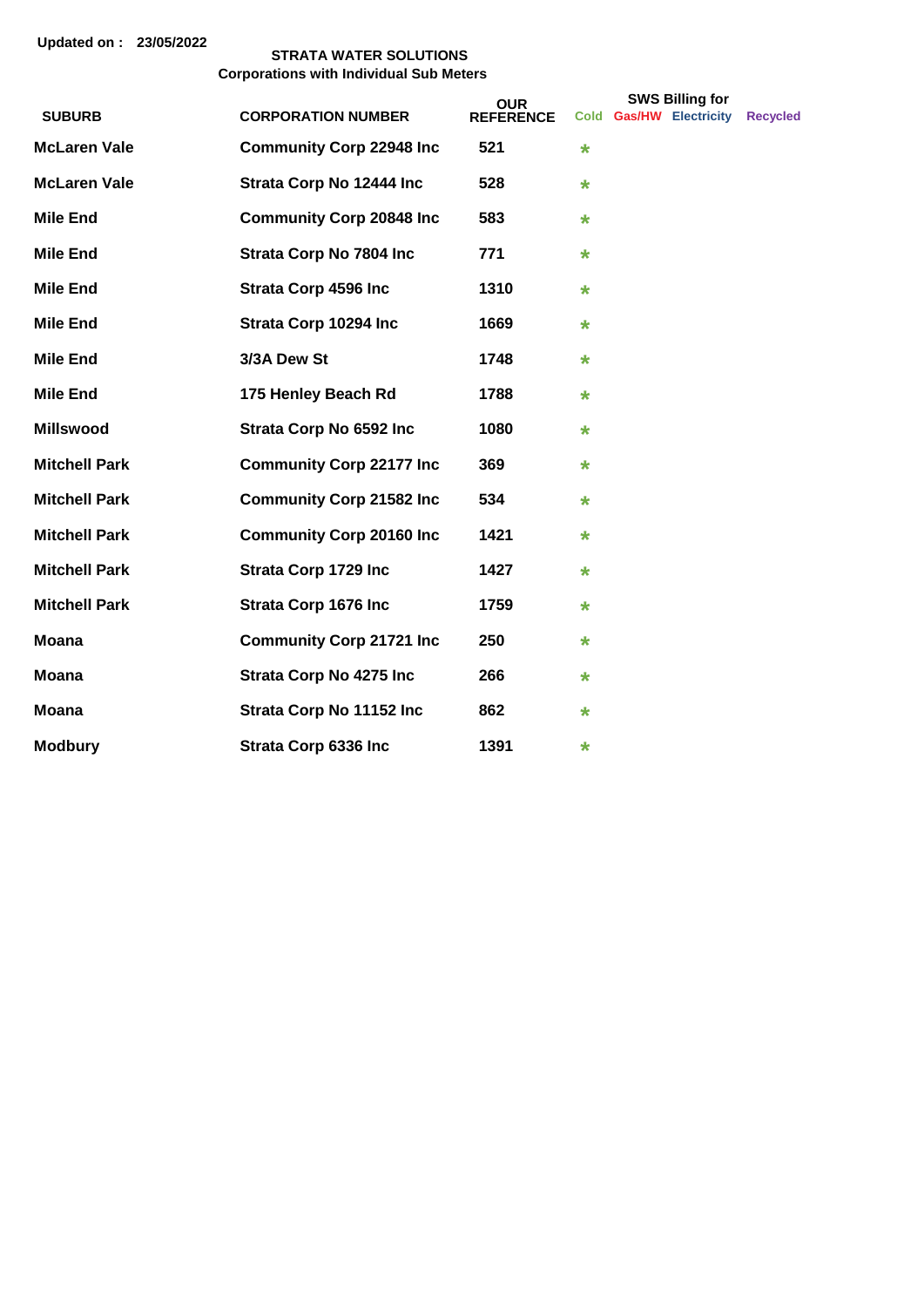Updated on : 23/05/2022

**STRATA WATER SOLUTIONS**
**Corporations with Individual Sub Meters**

| SUBURB | CORPORATION NUMBER | OUR REFERENCE | SWS Billing for Cold | Gas/HW | Electricity | Recycled |
|---|---|---|---|---|---|---|
| McLaren Vale | Community Corp 22948 Inc | 521 | * | | | |
| McLaren Vale | Strata Corp No 12444 Inc | 528 | * | | | |
| Mile End | Community Corp 20848 Inc | 583 | * | | | |
| Mile End | Strata Corp No 7804 Inc | 771 | * | | | |
| Mile End | Strata Corp 4596 Inc | 1310 | * | | | |
| Mile End | Strata Corp 10294 Inc | 1669 | * | | | |
| Mile End | 3/3A Dew St | 1748 | * | | | |
| Mile End | 175 Henley Beach Rd | 1788 | * | | | |
| Millswood | Strata Corp No 6592 Inc | 1080 | * | | | |
| Mitchell Park | Community Corp 22177 Inc | 369 | * | | | |
| Mitchell Park | Community Corp 21582 Inc | 534 | * | | | |
| Mitchell Park | Community Corp 20160 Inc | 1421 | * | | | |
| Mitchell Park | Strata Corp 1729 Inc | 1427 | * | | | |
| Mitchell Park | Strata Corp 1676 Inc | 1759 | * | | | |
| Moana | Community Corp 21721 Inc | 250 | * | | | |
| Moana | Strata Corp No 4275 Inc | 266 | * | | | |
| Moana | Strata Corp No 11152 Inc | 862 | * | | | |
| Modbury | Strata Corp 6336 Inc | 1391 | * | | | |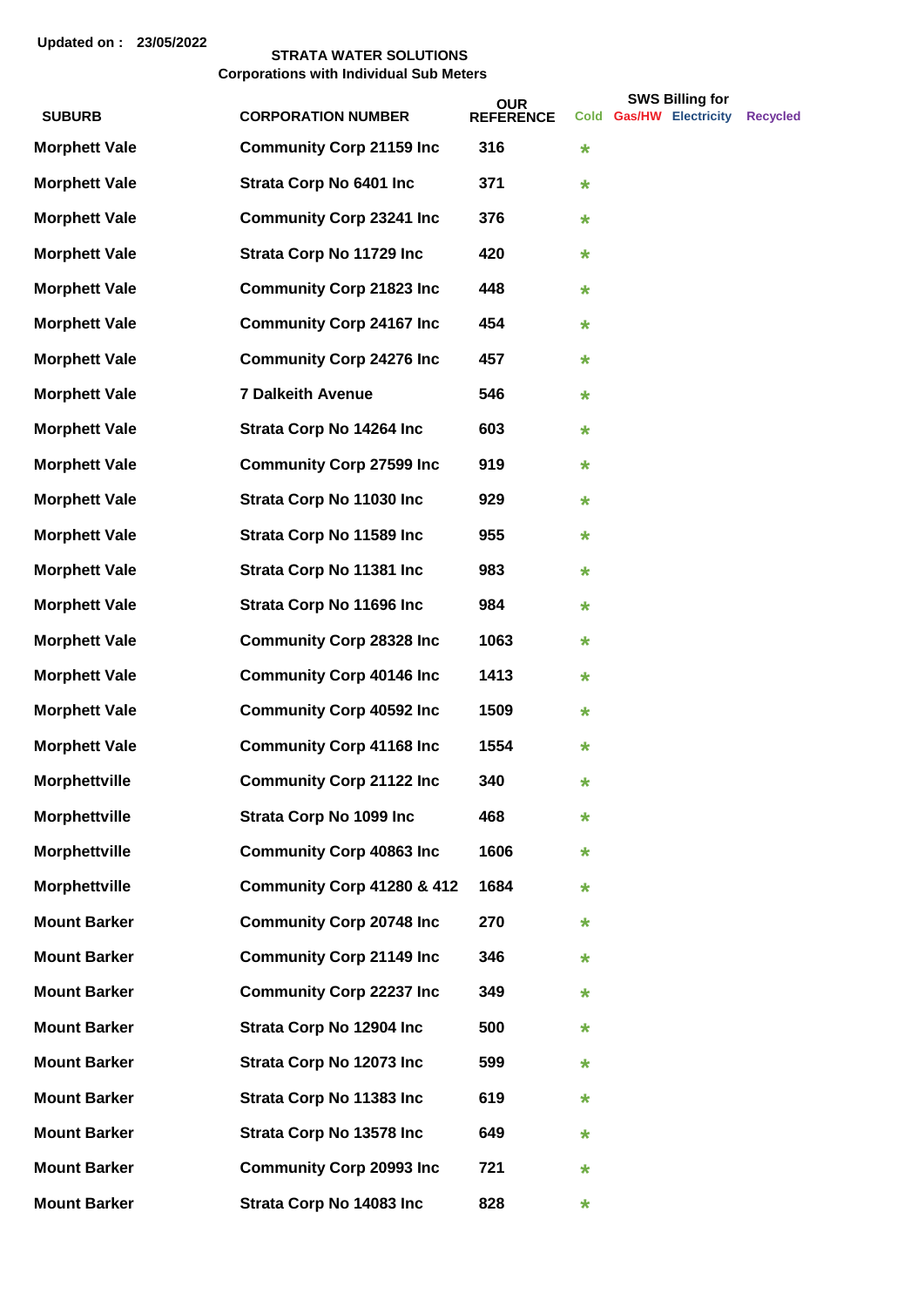Updated on : 23/05/2022

**STRATA WATER SOLUTIONS**
**Corporations with Individual Sub Meters**

| SUBURB | CORPORATION NUMBER | OUR REFERENCE | SWS Billing for Cold | Gas/HW | Electricity | Recycled |
|---|---|---|---|---|---|---|
| Morphett Vale | Community Corp 21159 Inc | 316 | * | | | |
| Morphett Vale | Strata Corp No 6401 Inc | 371 | * | | | |
| Morphett Vale | Community Corp 23241 Inc | 376 | * | | | |
| Morphett Vale | Strata Corp No 11729 Inc | 420 | * | | | |
| Morphett Vale | Community Corp 21823 Inc | 448 | * | | | |
| Morphett Vale | Community Corp 24167 Inc | 454 | * | | | |
| Morphett Vale | Community Corp 24276 Inc | 457 | * | | | |
| Morphett Vale | 7 Dalkeith Avenue | 546 | * | | | |
| Morphett Vale | Strata Corp No 14264 Inc | 603 | * | | | |
| Morphett Vale | Community Corp 27599 Inc | 919 | * | | | |
| Morphett Vale | Strata Corp No 11030 Inc | 929 | * | | | |
| Morphett Vale | Strata Corp No 11589 Inc | 955 | * | | | |
| Morphett Vale | Strata Corp No 11381 Inc | 983 | * | | | |
| Morphett Vale | Strata Corp No 11696 Inc | 984 | * | | | |
| Morphett Vale | Community Corp 28328 Inc | 1063 | * | | | |
| Morphett Vale | Community Corp 40146 Inc | 1413 | * | | | |
| Morphett Vale | Community Corp 40592 Inc | 1509 | * | | | |
| Morphett Vale | Community Corp 41168 Inc | 1554 | * | | | |
| Morphettville | Community Corp 21122 Inc | 340 | * | | | |
| Morphettville | Strata Corp No 1099 Inc | 468 | * | | | |
| Morphettville | Community Corp 40863 Inc | 1606 | * | | | |
| Morphettville | Community Corp 41280 & 412 | 1684 | * | | | |
| Mount Barker | Community Corp 20748 Inc | 270 | * | | | |
| Mount Barker | Community Corp 21149 Inc | 346 | * | | | |
| Mount Barker | Community Corp 22237 Inc | 349 | * | | | |
| Mount Barker | Strata Corp No 12904 Inc | 500 | * | | | |
| Mount Barker | Strata Corp No 12073 Inc | 599 | * | | | |
| Mount Barker | Strata Corp No 11383 Inc | 619 | * | | | |
| Mount Barker | Strata Corp No 13578 Inc | 649 | * | | | |
| Mount Barker | Community Corp 20993 Inc | 721 | * | | | |
| Mount Barker | Strata Corp No 14083 Inc | 828 | * | | | |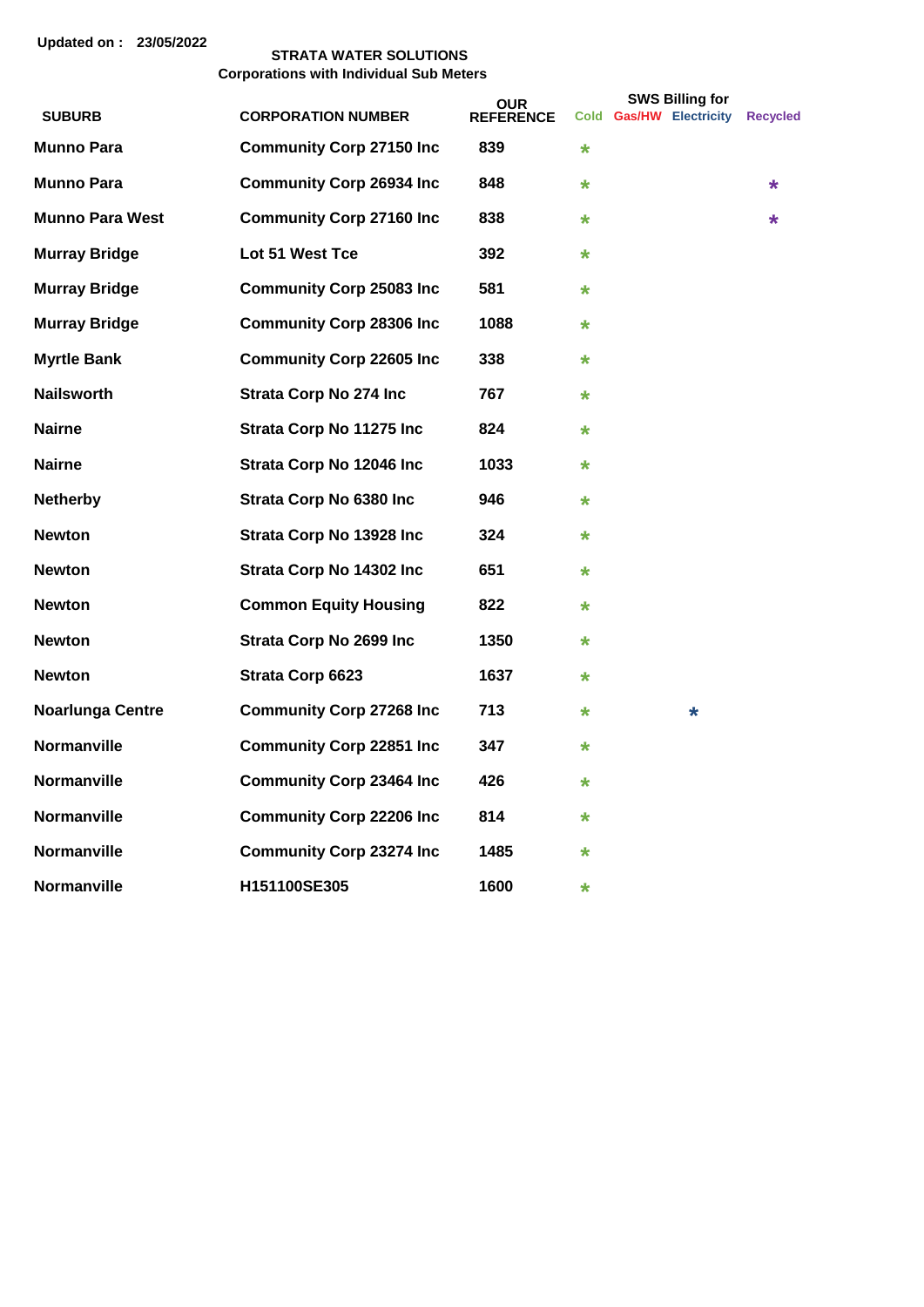Updated on : 23/05/2022

**STRATA WATER SOLUTIONS**
**Corporations with Individual Sub Meters**

| SUBURB | CORPORATION NUMBER | OUR REFERENCE | SWS Billing for Cold | Gas/HW | Electricity | Recycled |
|---|---|---|---|---|---|---|
| Munno Para | Community Corp 27150 Inc | 839 | * | | | |
| Munno Para | Community Corp 26934 Inc | 848 | * | | | * |
| Munno Para West | Community Corp 27160 Inc | 838 | * | | | * |
| Murray Bridge | Lot 51 West Tce | 392 | * | | | |
| Murray Bridge | Community Corp 25083 Inc | 581 | * | | | |
| Murray Bridge | Community Corp 28306 Inc | 1088 | * | | | |
| Myrtle Bank | Community Corp 22605 Inc | 338 | * | | | |
| Nailsworth | Strata Corp No 274 Inc | 767 | * | | | |
| Nairne | Strata Corp No 11275 Inc | 824 | * | | | |
| Nairne | Strata Corp No 12046 Inc | 1033 | * | | | |
| Netherby | Strata Corp No 6380 Inc | 946 | * | | | |
| Newton | Strata Corp No 13928 Inc | 324 | * | | | |
| Newton | Strata Corp No 14302 Inc | 651 | * | | | |
| Newton | Common Equity Housing | 822 | * | | | |
| Newton | Strata Corp No 2699 Inc | 1350 | * | | | |
| Newton | Strata Corp 6623 | 1637 | * | | | |
| Noarlunga Centre | Community Corp 27268 Inc | 713 | * | | * | |
| Normanville | Community Corp 22851 Inc | 347 | * | | | |
| Normanville | Community Corp 23464 Inc | 426 | * | | | |
| Normanville | Community Corp 22206 Inc | 814 | * | | | |
| Normanville | Community Corp 23274 Inc | 1485 | * | | | |
| Normanville | H151100SE305 | 1600 | * | | | |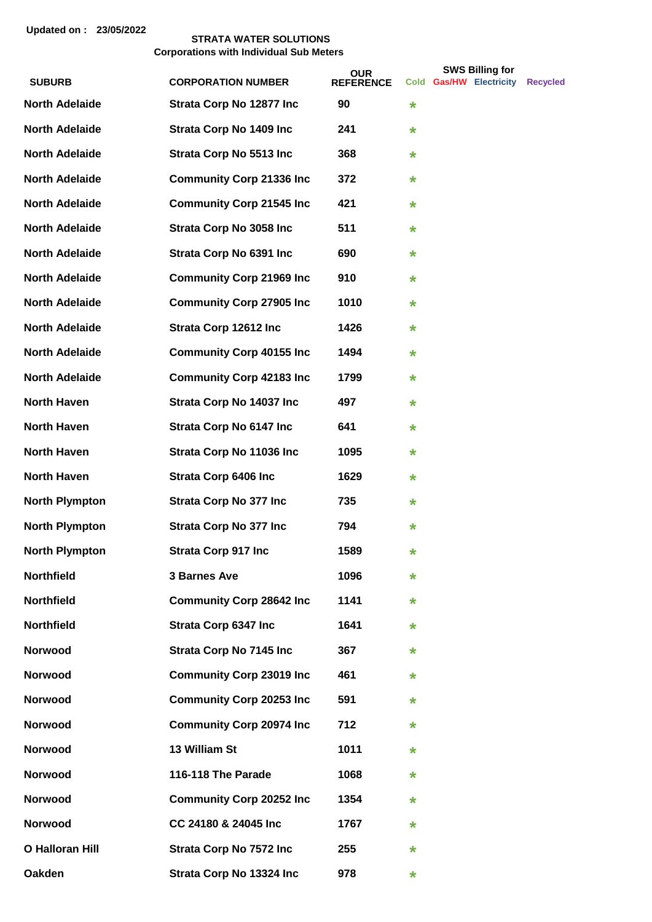Updated on : 23/05/2022

**STRATA WATER SOLUTIONS**
**Corporations with Individual Sub Meters**

| SUBURB | CORPORATION NUMBER | OUR REFERENCE | SWS Billing for Cold | Gas/HW | Electricity | Recycled |
|---|---|---|---|---|---|---|
| North Adelaide | Strata Corp No 12877 Inc | 90 | * | | | |
| North Adelaide | Strata Corp No 1409 Inc | 241 | * | | | |
| North Adelaide | Strata Corp No 5513 Inc | 368 | * | | | |
| North Adelaide | Community Corp 21336 Inc | 372 | * | | | |
| North Adelaide | Community Corp 21545 Inc | 421 | * | | | |
| North Adelaide | Strata Corp No 3058 Inc | 511 | * | | | |
| North Adelaide | Strata Corp No 6391 Inc | 690 | * | | | |
| North Adelaide | Community Corp 21969 Inc | 910 | * | | | |
| North Adelaide | Community Corp 27905 Inc | 1010 | * | | | |
| North Adelaide | Strata Corp 12612 Inc | 1426 | * | | | |
| North Adelaide | Community Corp 40155 Inc | 1494 | * | | | |
| North Adelaide | Community Corp 42183 Inc | 1799 | * | | | |
| North Haven | Strata Corp No 14037 Inc | 497 | * | | | |
| North Haven | Strata Corp No 6147 Inc | 641 | * | | | |
| North Haven | Strata Corp No 11036 Inc | 1095 | * | | | |
| North Haven | Strata Corp 6406 Inc | 1629 | * | | | |
| North Plympton | Strata Corp No 377 Inc | 735 | * | | | |
| North Plympton | Strata Corp No 377 Inc | 794 | * | | | |
| North Plympton | Strata Corp 917 Inc | 1589 | * | | | |
| Northfield | 3 Barnes Ave | 1096 | * | | | |
| Northfield | Community Corp 28642 Inc | 1141 | * | | | |
| Northfield | Strata Corp 6347 Inc | 1641 | * | | | |
| Norwood | Strata Corp No 7145 Inc | 367 | * | | | |
| Norwood | Community Corp 23019 Inc | 461 | * | | | |
| Norwood | Community Corp 20253 Inc | 591 | * | | | |
| Norwood | Community Corp 20974 Inc | 712 | * | | | |
| Norwood | 13 William St | 1011 | * | | | |
| Norwood | 116-118 The Parade | 1068 | * | | | |
| Norwood | Community Corp 20252 Inc | 1354 | * | | | |
| Norwood | CC 24180 & 24045 Inc | 1767 | * | | | |
| O Halloran Hill | Strata Corp No 7572 Inc | 255 | * | | | |
| Oakden | Strata Corp No 13324 Inc | 978 | * | | | |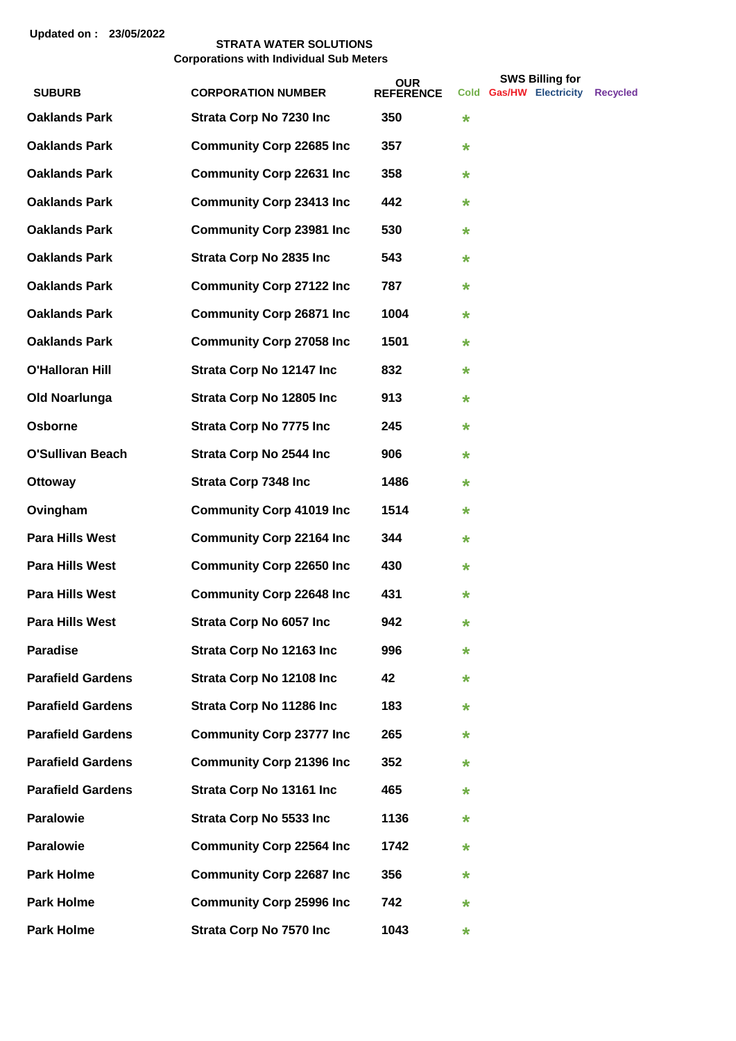Updated on : 23/05/2022

**STRATA WATER SOLUTIONS**
**Corporations with Individual Sub Meters**

| SUBURB | CORPORATION NUMBER | OUR REFERENCE | SWS Billing for Cold | Gas/HW | Electricity | Recycled |
|---|---|---|---|---|---|---|
| Oaklands Park | Strata Corp No 7230 Inc | 350 | * | | | |
| Oaklands Park | Community Corp 22685 Inc | 357 | * | | | |
| Oaklands Park | Community Corp 22631 Inc | 358 | * | | | |
| Oaklands Park | Community Corp 23413 Inc | 442 | * | | | |
| Oaklands Park | Community Corp 23981 Inc | 530 | * | | | |
| Oaklands Park | Strata Corp No 2835 Inc | 543 | * | | | |
| Oaklands Park | Community Corp 27122 Inc | 787 | * | | | |
| Oaklands Park | Community Corp 26871 Inc | 1004 | * | | | |
| Oaklands Park | Community Corp 27058 Inc | 1501 | * | | | |
| O'Halloran Hill | Strata Corp No 12147 Inc | 832 | * | | | |
| Old Noarlunga | Strata Corp No 12805 Inc | 913 | * | | | |
| Osborne | Strata Corp No 7775 Inc | 245 | * | | | |
| O'Sullivan Beach | Strata Corp No 2544 Inc | 906 | * | | | |
| Ottoway | Strata Corp 7348 Inc | 1486 | * | | | |
| Ovingham | Community Corp 41019 Inc | 1514 | * | | | |
| Para Hills West | Community Corp 22164 Inc | 344 | * | | | |
| Para Hills West | Community Corp 22650 Inc | 430 | * | | | |
| Para Hills West | Community Corp 22648 Inc | 431 | * | | | |
| Para Hills West | Strata Corp No 6057 Inc | 942 | * | | | |
| Paradise | Strata Corp No 12163 Inc | 996 | * | | | |
| Parafield Gardens | Strata Corp No 12108 Inc | 42 | * | | | |
| Parafield Gardens | Strata Corp No 11286 Inc | 183 | * | | | |
| Parafield Gardens | Community Corp 23777 Inc | 265 | * | | | |
| Parafield Gardens | Community Corp 21396 Inc | 352 | * | | | |
| Parafield Gardens | Strata Corp No 13161 Inc | 465 | * | | | |
| Paralowie | Strata Corp No 5533 Inc | 1136 | * | | | |
| Paralowie | Community Corp 22564 Inc | 1742 | * | | | |
| Park Holme | Community Corp 22687 Inc | 356 | * | | | |
| Park Holme | Community Corp 25996 Inc | 742 | * | | | |
| Park Holme | Strata Corp No 7570 Inc | 1043 | * | | | |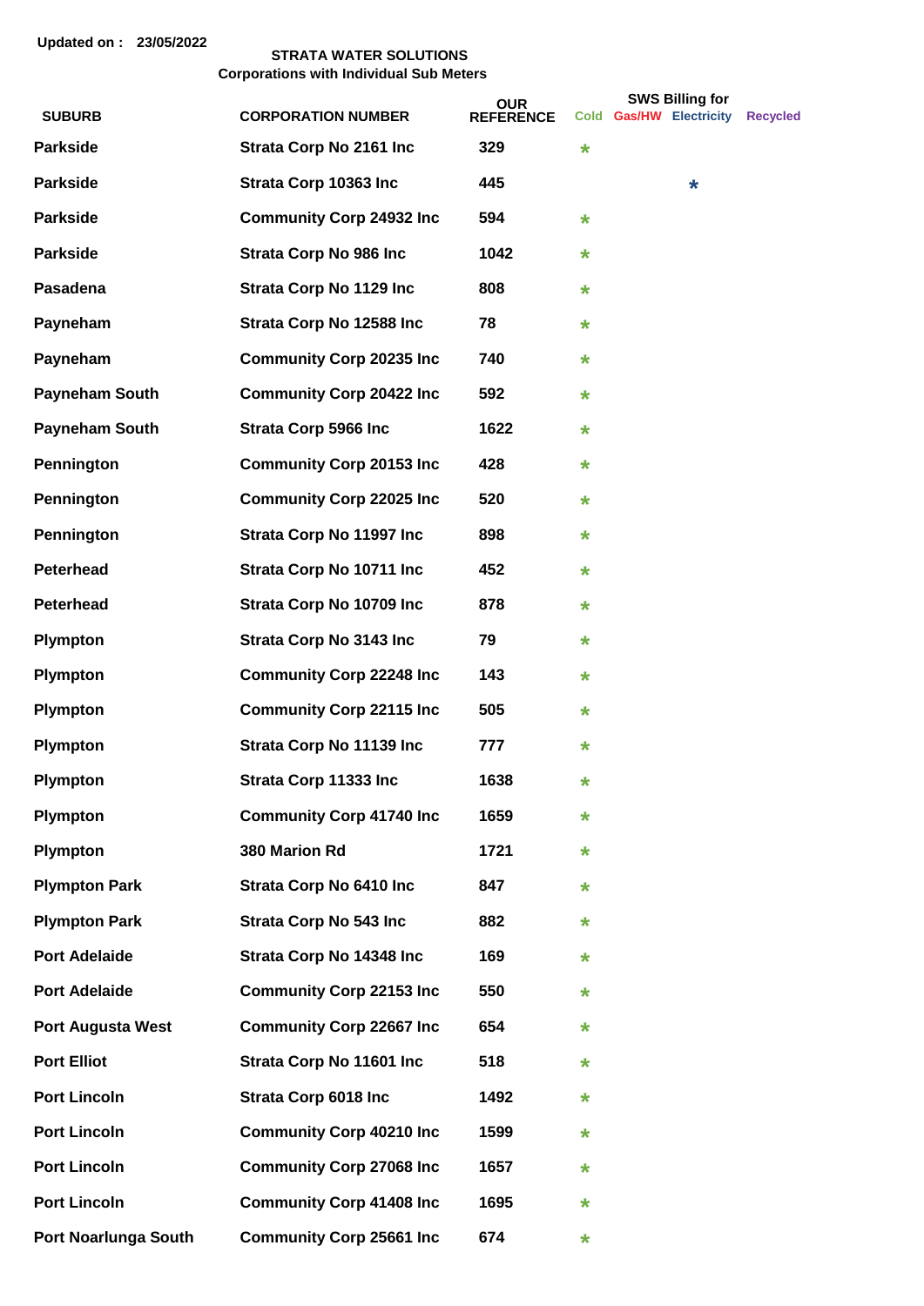Updated on : 23/05/2022

**STRATA WATER SOLUTIONS**
**Corporations with Individual Sub Meters**

| SUBURB | CORPORATION NUMBER | OUR REFERENCE | SWS Billing for Cold | Gas/HW | Electricity | Recycled |
|---|---|---|---|---|---|---|
| Parkside | Strata Corp No 2161 Inc | 329 | * | | | |
| Parkside | Strata Corp 10363 Inc | 445 | | | * | |
| Parkside | Community Corp 24932 Inc | 594 | * | | | |
| Parkside | Strata Corp No 986 Inc | 1042 | * | | | |
| Pasadena | Strata Corp No 1129 Inc | 808 | * | | | |
| Payneham | Strata Corp No 12588 Inc | 78 | * | | | |
| Payneham | Community Corp 20235 Inc | 740 | * | | | |
| Payneham South | Community Corp 20422 Inc | 592 | * | | | |
| Payneham South | Strata Corp 5966 Inc | 1622 | * | | | |
| Pennington | Community Corp 20153 Inc | 428 | * | | | |
| Pennington | Community Corp 22025 Inc | 520 | * | | | |
| Pennington | Strata Corp No 11997 Inc | 898 | * | | | |
| Peterhead | Strata Corp No 10711 Inc | 452 | * | | | |
| Peterhead | Strata Corp No 10709 Inc | 878 | * | | | |
| Plympton | Strata Corp No 3143 Inc | 79 | * | | | |
| Plympton | Community Corp 22248 Inc | 143 | * | | | |
| Plympton | Community Corp 22115 Inc | 505 | * | | | |
| Plympton | Strata Corp No 11139 Inc | 777 | * | | | |
| Plympton | Strata Corp 11333 Inc | 1638 | * | | | |
| Plympton | Community Corp 41740 Inc | 1659 | * | | | |
| Plympton | 380 Marion Rd | 1721 | * | | | |
| Plympton Park | Strata Corp No 6410 Inc | 847 | * | | | |
| Plympton Park | Strata Corp No 543 Inc | 882 | * | | | |
| Port Adelaide | Strata Corp No 14348 Inc | 169 | * | | | |
| Port Adelaide | Community Corp 22153 Inc | 550 | * | | | |
| Port Augusta West | Community Corp 22667 Inc | 654 | * | | | |
| Port Elliot | Strata Corp No 11601 Inc | 518 | * | | | |
| Port Lincoln | Strata Corp 6018 Inc | 1492 | * | | | |
| Port Lincoln | Community Corp 40210 Inc | 1599 | * | | | |
| Port Lincoln | Community Corp 27068 Inc | 1657 | * | | | |
| Port Lincoln | Community Corp 41408 Inc | 1695 | * | | | |
| Port Noarlunga South | Community Corp 25661 Inc | 674 | * | | | |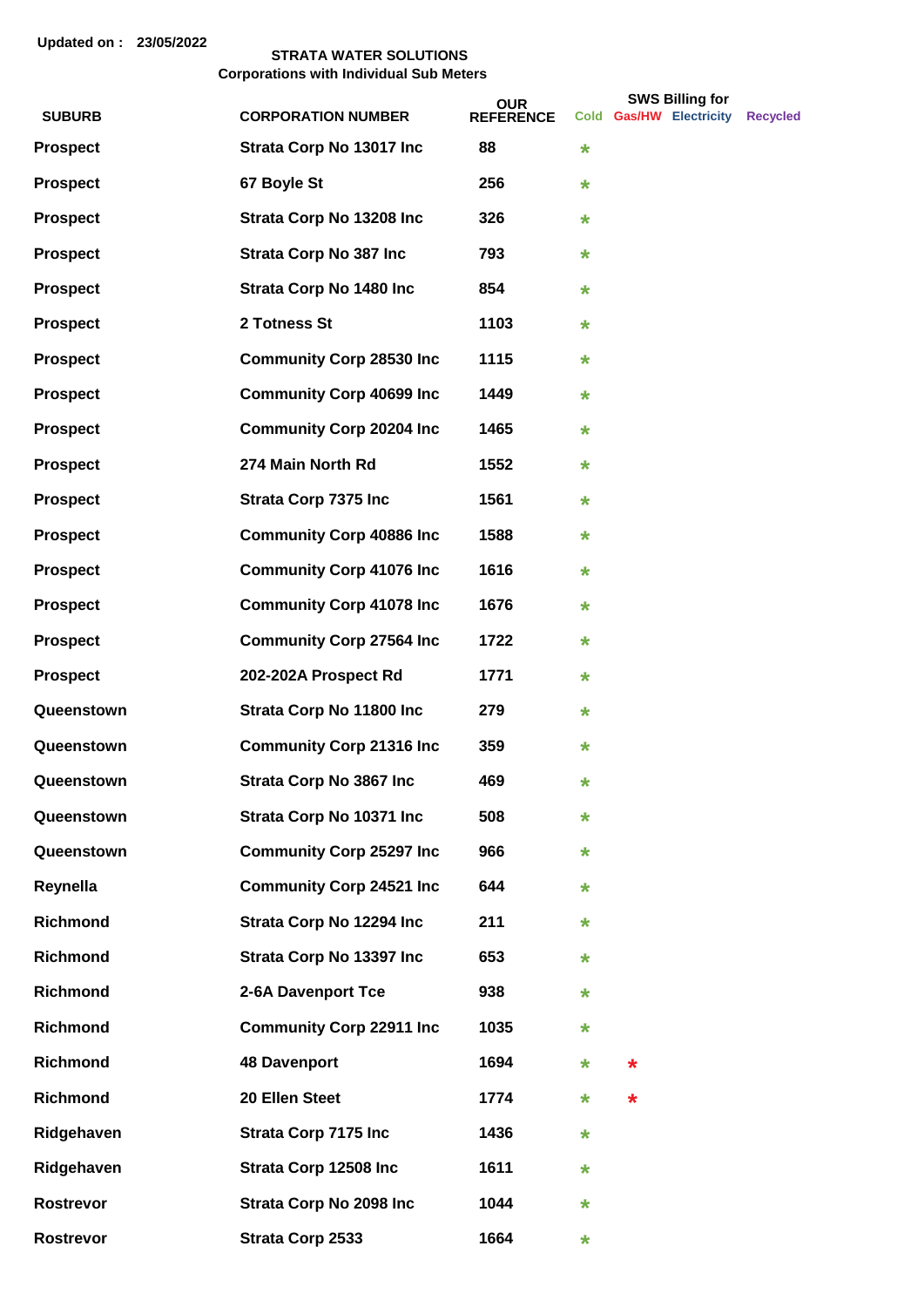Updated on : 23/05/2022

**STRATA WATER SOLUTIONS**
**Corporations with Individual Sub Meters**

| SUBURB | CORPORATION NUMBER | OUR REFERENCE | SWS Billing for Cold | Gas/HW | Electricity | Recycled |
|---|---|---|---|---|---|---|
| Prospect | Strata Corp No 13017 Inc | 88 | * | | | |
| Prospect | 67 Boyle St | 256 | * | | | |
| Prospect | Strata Corp No 13208 Inc | 326 | * | | | |
| Prospect | Strata Corp No 387 Inc | 793 | * | | | |
| Prospect | Strata Corp No 1480 Inc | 854 | * | | | |
| Prospect | 2 Totness St | 1103 | * | | | |
| Prospect | Community Corp 28530 Inc | 1115 | * | | | |
| Prospect | Community Corp 40699 Inc | 1449 | * | | | |
| Prospect | Community Corp 20204 Inc | 1465 | * | | | |
| Prospect | 274 Main North Rd | 1552 | * | | | |
| Prospect | Strata Corp 7375 Inc | 1561 | * | | | |
| Prospect | Community Corp 40886 Inc | 1588 | * | | | |
| Prospect | Community Corp 41076 Inc | 1616 | * | | | |
| Prospect | Community Corp 41078 Inc | 1676 | * | | | |
| Prospect | Community Corp 27564 Inc | 1722 | * | | | |
| Prospect | 202-202A Prospect Rd | 1771 | * | | | |
| Queenstown | Strata Corp No 11800 Inc | 279 | * | | | |
| Queenstown | Community Corp 21316 Inc | 359 | * | | | |
| Queenstown | Strata Corp No 3867 Inc | 469 | * | | | |
| Queenstown | Strata Corp No 10371 Inc | 508 | * | | | |
| Queenstown | Community Corp 25297 Inc | 966 | * | | | |
| Reynella | Community Corp 24521 Inc | 644 | * | | | |
| Richmond | Strata Corp No 12294 Inc | 211 | * | | | |
| Richmond | Strata Corp No 13397 Inc | 653 | * | | | |
| Richmond | 2-6A Davenport Tce | 938 | * | | | |
| Richmond | Community Corp 22911 Inc | 1035 | * | | | |
| Richmond | 48 Davenport | 1694 | * | * | | |
| Richmond | 20 Ellen Steet | 1774 | * | * | | |
| Ridgehaven | Strata Corp 7175 Inc | 1436 | * | | | |
| Ridgehaven | Strata Corp 12508 Inc | 1611 | * | | | |
| Rostrevor | Strata Corp No 2098 Inc | 1044 | * | | | |
| Rostrevor | Strata Corp 2533 | 1664 | * | | | |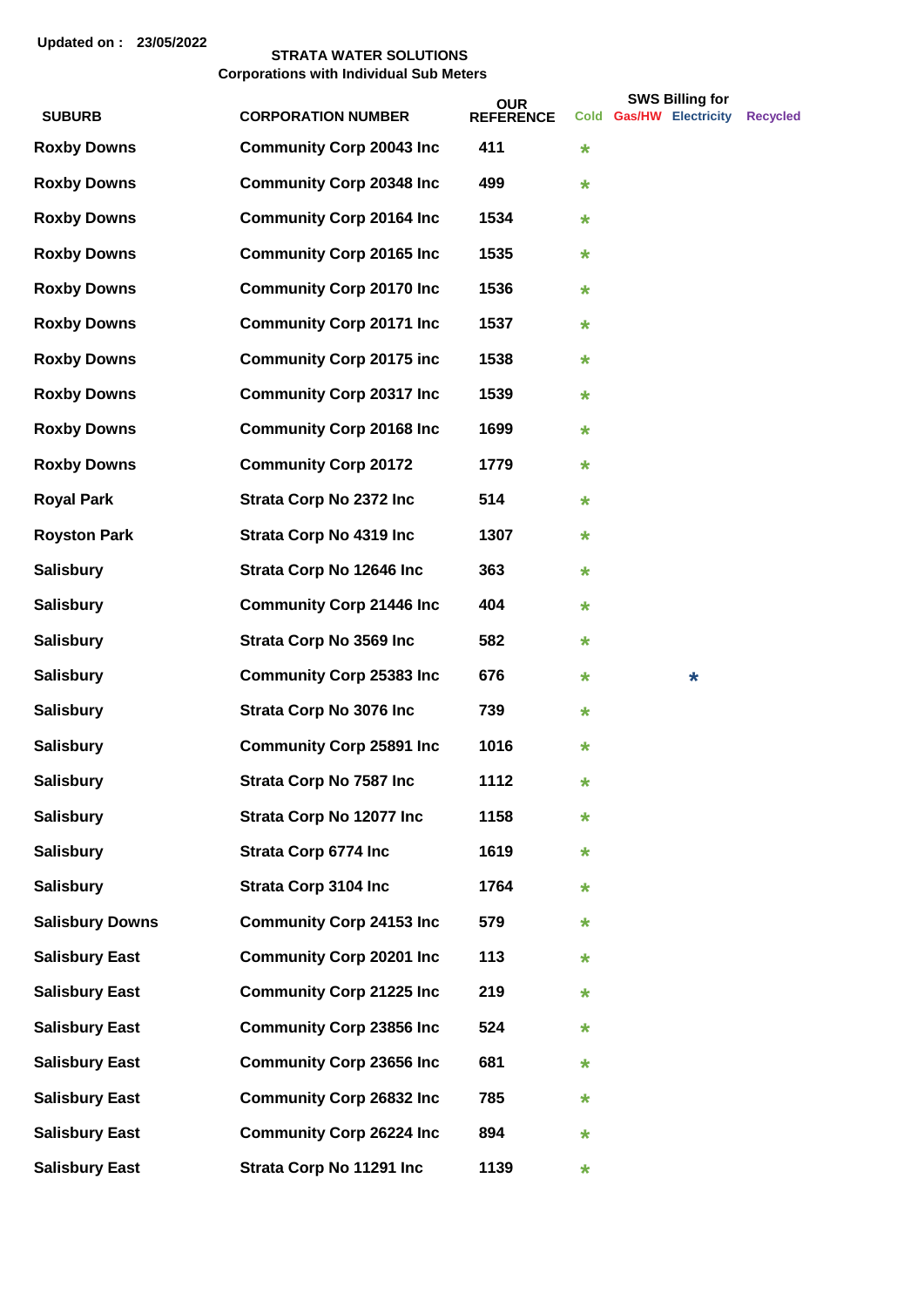Updated on : 23/05/2022

**STRATA WATER SOLUTIONS**
**Corporations with Individual Sub Meters**

| SUBURB | CORPORATION NUMBER | OUR REFERENCE | SWS Billing for Cold | Gas/HW | Electricity | Recycled |
|---|---|---|---|---|---|---|
| Roxby Downs | Community Corp 20043 Inc | 411 | * | | | |
| Roxby Downs | Community Corp 20348 Inc | 499 | * | | | |
| Roxby Downs | Community Corp 20164 Inc | 1534 | * | | | |
| Roxby Downs | Community Corp 20165 Inc | 1535 | * | | | |
| Roxby Downs | Community Corp 20170 Inc | 1536 | * | | | |
| Roxby Downs | Community Corp 20171 Inc | 1537 | * | | | |
| Roxby Downs | Community Corp 20175 inc | 1538 | * | | | |
| Roxby Downs | Community Corp 20317 Inc | 1539 | * | | | |
| Roxby Downs | Community Corp 20168 Inc | 1699 | * | | | |
| Roxby Downs | Community Corp 20172 | 1779 | * | | | |
| Royal Park | Strata Corp No 2372 Inc | 514 | * | | | |
| Royston Park | Strata Corp No 4319 Inc | 1307 | * | | | |
| Salisbury | Strata Corp No 12646 Inc | 363 | * | | | |
| Salisbury | Community Corp 21446 Inc | 404 | * | | | |
| Salisbury | Strata Corp No 3569 Inc | 582 | * | | | |
| Salisbury | Community Corp 25383 Inc | 676 | * | | * | |
| Salisbury | Strata Corp No 3076 Inc | 739 | * | | | |
| Salisbury | Community Corp 25891 Inc | 1016 | * | | | |
| Salisbury | Strata Corp No 7587 Inc | 1112 | * | | | |
| Salisbury | Strata Corp No 12077 Inc | 1158 | * | | | |
| Salisbury | Strata Corp 6774 Inc | 1619 | * | | | |
| Salisbury | Strata Corp 3104 Inc | 1764 | * | | | |
| Salisbury Downs | Community Corp 24153 Inc | 579 | * | | | |
| Salisbury East | Community Corp 20201 Inc | 113 | * | | | |
| Salisbury East | Community Corp 21225 Inc | 219 | * | | | |
| Salisbury East | Community Corp 23856 Inc | 524 | * | | | |
| Salisbury East | Community Corp 23656 Inc | 681 | * | | | |
| Salisbury East | Community Corp 26832 Inc | 785 | * | | | |
| Salisbury East | Community Corp 26224 Inc | 894 | * | | | |
| Salisbury East | Strata Corp No 11291 Inc | 1139 | * | | | |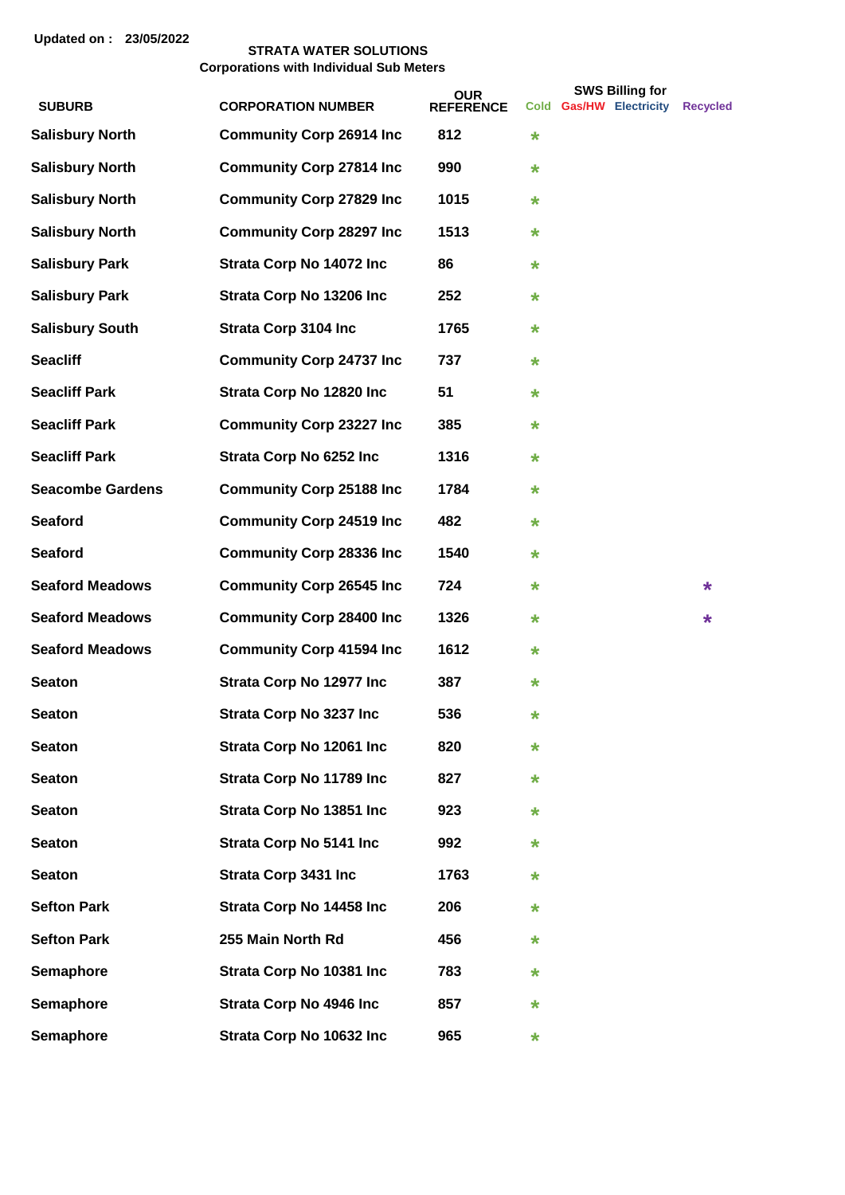Updated on : 23/05/2022

**STRATA WATER SOLUTIONS**
**Corporations with Individual Sub Meters**

| SUBURB | CORPORATION NUMBER | OUR REFERENCE | SWS Billing for Cold | Gas/HW | Electricity | Recycled |
|---|---|---|---|---|---|---|
| Salisbury North | Community Corp 26914 Inc | 812 | * | | | |
| Salisbury North | Community Corp 27814 Inc | 990 | * | | | |
| Salisbury North | Community Corp 27829 Inc | 1015 | * | | | |
| Salisbury North | Community Corp 28297 Inc | 1513 | * | | | |
| Salisbury Park | Strata Corp No 14072 Inc | 86 | * | | | |
| Salisbury Park | Strata Corp No 13206 Inc | 252 | * | | | |
| Salisbury South | Strata Corp 3104 Inc | 1765 | * | | | |
| Seacliff | Community Corp 24737 Inc | 737 | * | | | |
| Seacliff Park | Strata Corp No 12820 Inc | 51 | * | | | |
| Seacliff Park | Community Corp 23227 Inc | 385 | * | | | |
| Seacliff Park | Strata Corp No 6252 Inc | 1316 | * | | | |
| Seacombe Gardens | Community Corp 25188 Inc | 1784 | * | | | |
| Seaford | Community Corp 24519 Inc | 482 | * | | | |
| Seaford | Community Corp 28336 Inc | 1540 | * | | | |
| Seaford Meadows | Community Corp 26545 Inc | 724 | * | | | * |
| Seaford Meadows | Community Corp 28400 Inc | 1326 | * | | | * |
| Seaford Meadows | Community Corp 41594 Inc | 1612 | * | | | |
| Seaton | Strata Corp No 12977 Inc | 387 | * | | | |
| Seaton | Strata Corp No 3237 Inc | 536 | * | | | |
| Seaton | Strata Corp No 12061 Inc | 820 | * | | | |
| Seaton | Strata Corp No 11789 Inc | 827 | * | | | |
| Seaton | Strata Corp No 13851 Inc | 923 | * | | | |
| Seaton | Strata Corp No 5141 Inc | 992 | * | | | |
| Seaton | Strata Corp 3431 Inc | 1763 | * | | | |
| Sefton Park | Strata Corp No 14458 Inc | 206 | * | | | |
| Sefton Park | 255 Main North Rd | 456 | * | | | |
| Semaphore | Strata Corp No 10381 Inc | 783 | * | | | |
| Semaphore | Strata Corp No 4946 Inc | 857 | * | | | |
| Semaphore | Strata Corp No 10632 Inc | 965 | * | | | |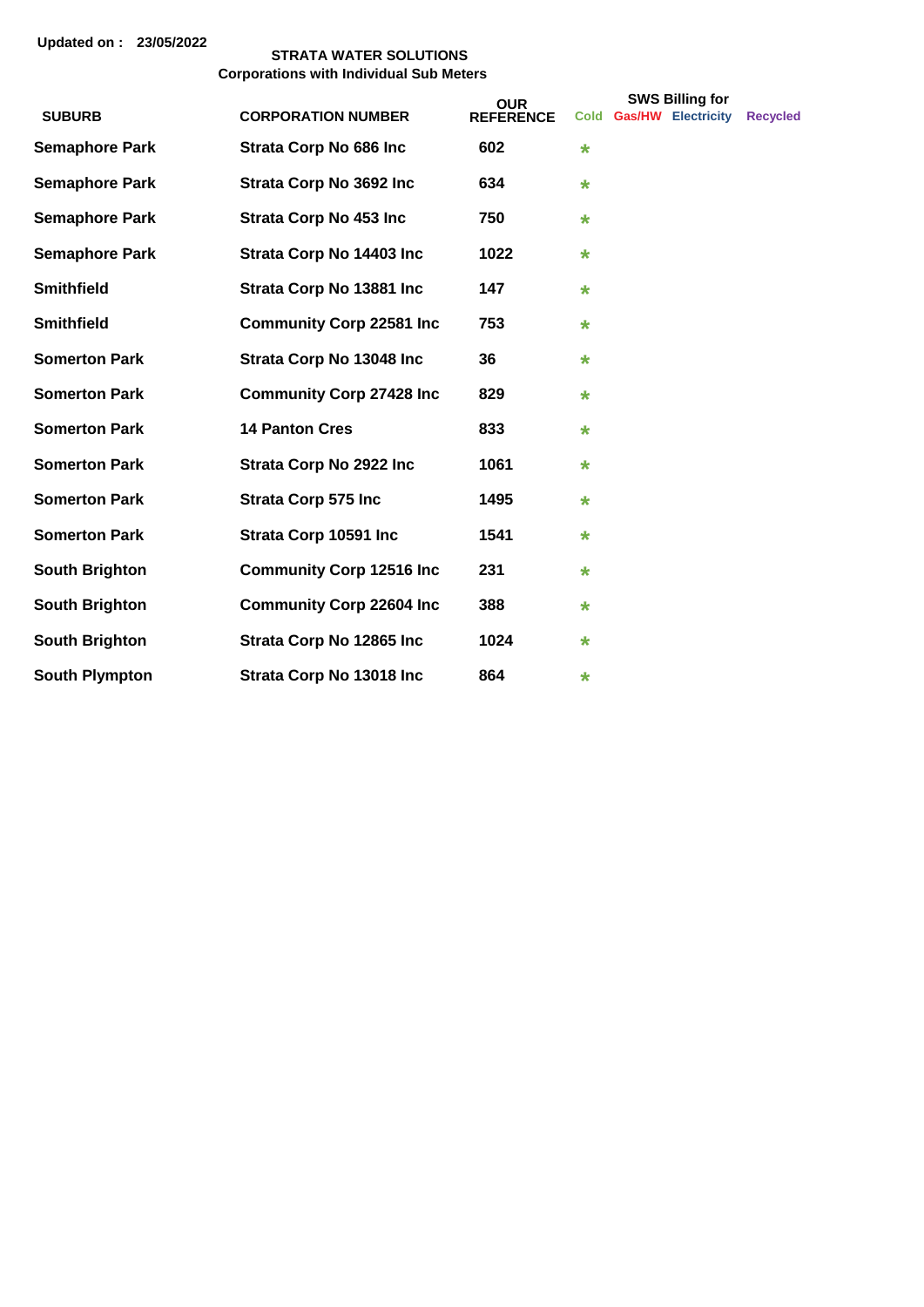Updated on : 23/05/2022

**STRATA WATER SOLUTIONS**
**Corporations with Individual Sub Meters**

| SUBURB | CORPORATION NUMBER | OUR REFERENCE | Cold | Gas/HW | Electricity | Recycled |
|---|---|---|---|---|---|---|
| | | | SWS Billing for | | | |
| Semaphore Park | Strata Corp No 686 Inc | 602 | * | | | |
| Semaphore Park | Strata Corp No 3692 Inc | 634 | * | | | |
| Semaphore Park | Strata Corp No 453 Inc | 750 | * | | | |
| Semaphore Park | Strata Corp No 14403 Inc | 1022 | * | | | |
| Smithfield | Strata Corp No 13881 Inc | 147 | * | | | |
| Smithfield | Community Corp 22581 Inc | 753 | * | | | |
| Somerton Park | Strata Corp No 13048 Inc | 36 | * | | | |
| Somerton Park | Community Corp 27428 Inc | 829 | * | | | |
| Somerton Park | 14 Panton Cres | 833 | * | | | |
| Somerton Park | Strata Corp No 2922 Inc | 1061 | * | | | |
| Somerton Park | Strata Corp 575 Inc | 1495 | * | | | |
| Somerton Park | Strata Corp 10591 Inc | 1541 | * | | | |
| South Brighton | Community Corp 12516 Inc | 231 | * | | | |
| South Brighton | Community Corp 22604 Inc | 388 | * | | | |
| South Brighton | Strata Corp No 12865 Inc | 1024 | * | | | |
| South Plympton | Strata Corp No 13018 Inc | 864 | * | | | |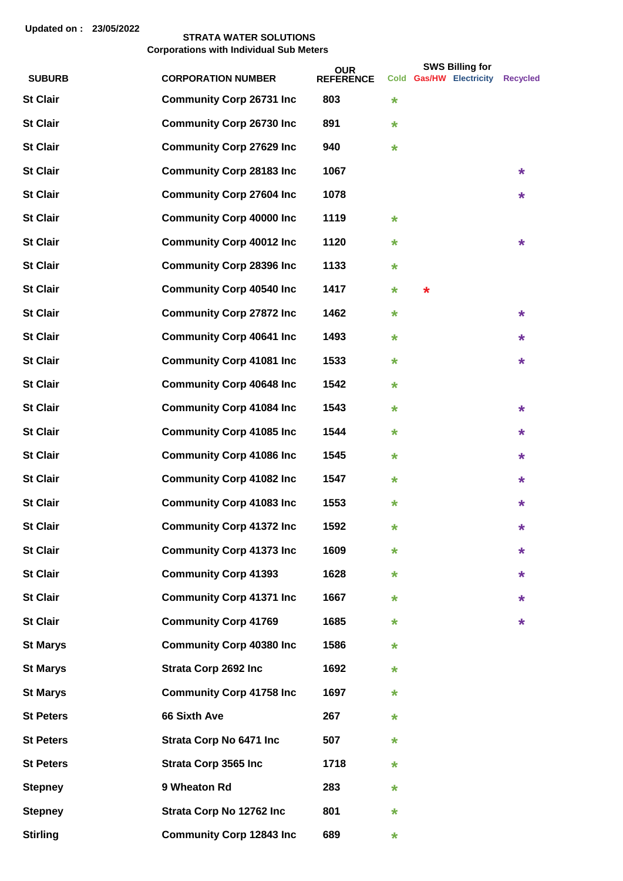Updated on : 23/05/2022

**STRATA WATER SOLUTIONS**
**Corporations with Individual Sub Meters**

| SUBURB | CORPORATION NUMBER | OUR REFERENCE | SWS Billing for Cold | Gas/HW | Electricity | Recycled |
|---|---|---|---|---|---|---|
| St Clair | Community Corp 26731 Inc | 803 | * | | | |
| St Clair | Community Corp 26730 Inc | 891 | * | | | |
| St Clair | Community Corp 27629 Inc | 940 | * | | | |
| St Clair | Community Corp 28183 Inc | 1067 | | | | * |
| St Clair | Community Corp 27604 Inc | 1078 | | | | * |
| St Clair | Community Corp 40000 Inc | 1119 | * | | | |
| St Clair | Community Corp 40012 Inc | 1120 | * | | | * |
| St Clair | Community Corp 28396 Inc | 1133 | * | | | |
| St Clair | Community Corp 40540 Inc | 1417 | * | * | | |
| St Clair | Community Corp 27872 Inc | 1462 | * | | | * |
| St Clair | Community Corp 40641 Inc | 1493 | * | | | * |
| St Clair | Community Corp 41081 Inc | 1533 | * | | | * |
| St Clair | Community Corp 40648 Inc | 1542 | * | | | |
| St Clair | Community Corp 41084 Inc | 1543 | * | | | * |
| St Clair | Community Corp 41085 Inc | 1544 | * | | | * |
| St Clair | Community Corp 41086 Inc | 1545 | * | | | * |
| St Clair | Community Corp 41082 Inc | 1547 | * | | | * |
| St Clair | Community Corp 41083 Inc | 1553 | * | | | * |
| St Clair | Community Corp 41372 Inc | 1592 | * | | | * |
| St Clair | Community Corp 41373 Inc | 1609 | * | | | * |
| St Clair | Community Corp 41393 | 1628 | * | | | * |
| St Clair | Community Corp 41371 Inc | 1667 | * | | | * |
| St Clair | Community Corp 41769 | 1685 | * | | | * |
| St Marys | Community Corp 40380 Inc | 1586 | * | | | |
| St Marys | Strata Corp 2692 Inc | 1692 | * | | | |
| St Marys | Community Corp 41758 Inc | 1697 | * | | | |
| St Peters | 66 Sixth Ave | 267 | * | | | |
| St Peters | Strata Corp No 6471 Inc | 507 | * | | | |
| St Peters | Strata Corp 3565 Inc | 1718 | * | | | |
| Stepney | 9 Wheaton Rd | 283 | * | | | |
| Stepney | Strata Corp No 12762 Inc | 801 | * | | | |
| Stirling | Community Corp 12843 Inc | 689 | * | | | |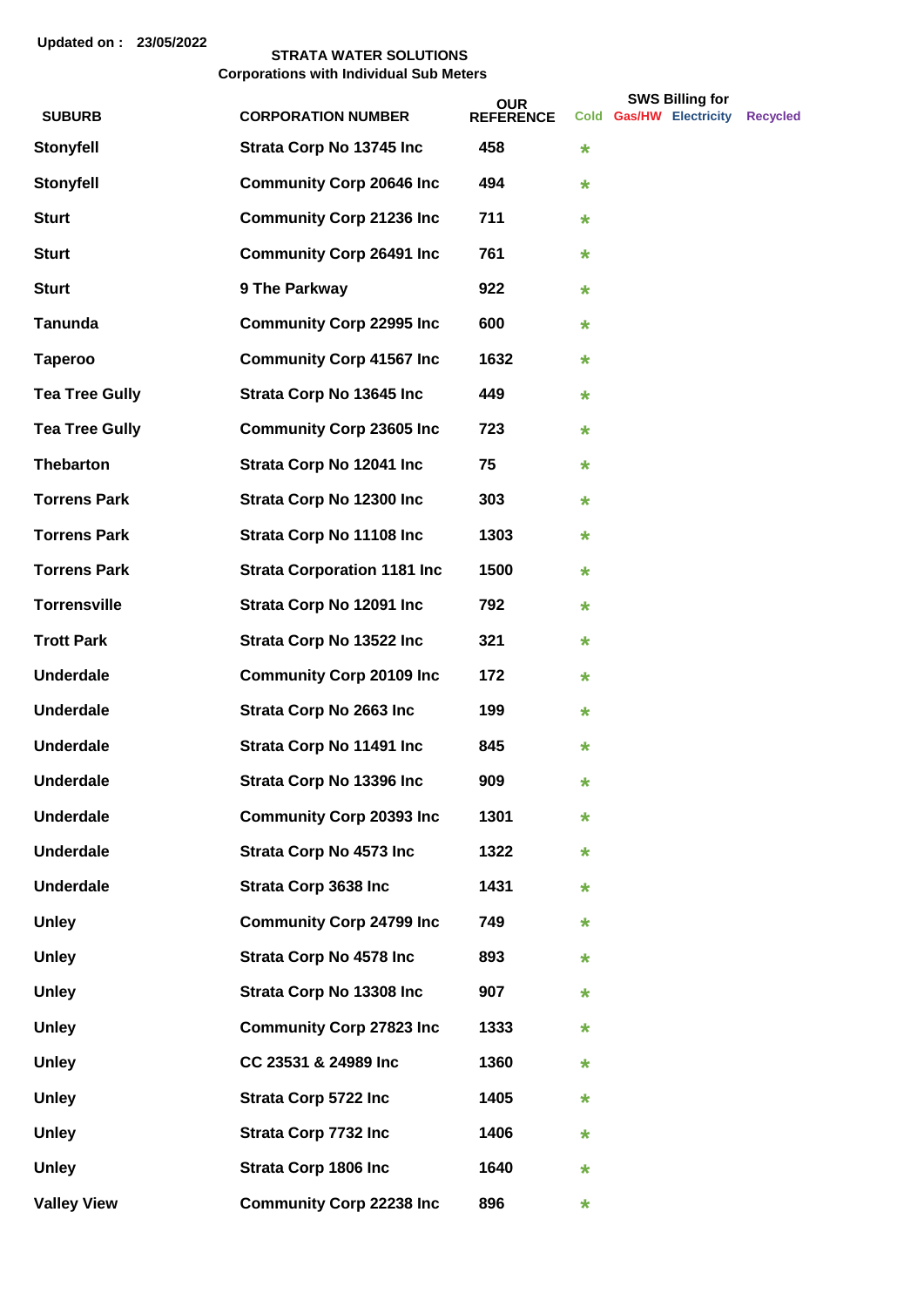Updated on : 23/05/2022

**STRATA WATER SOLUTIONS**
**Corporations with Individual Sub Meters**

| SUBURB | CORPORATION NUMBER | OUR REFERENCE | SWS Billing for Cold | Gas/HW | Electricity | Recycled |
|---|---|---|---|---|---|---|
| Stonyfell | Strata Corp No 13745 Inc | 458 | * | | | |
| Stonyfell | Community Corp 20646 Inc | 494 | * | | | |
| Sturt | Community Corp 21236 Inc | 711 | * | | | |
| Sturt | Community Corp 26491 Inc | 761 | * | | | |
| Sturt | 9 The Parkway | 922 | * | | | |
| Tanunda | Community Corp 22995 Inc | 600 | * | | | |
| Taperoo | Community Corp 41567 Inc | 1632 | * | | | |
| Tea Tree Gully | Strata Corp No 13645 Inc | 449 | * | | | |
| Tea Tree Gully | Community Corp 23605 Inc | 723 | * | | | |
| Thebarton | Strata Corp No 12041 Inc | 75 | * | | | |
| Torrens Park | Strata Corp No 12300 Inc | 303 | * | | | |
| Torrens Park | Strata Corp No 11108 Inc | 1303 | * | | | |
| Torrens Park | Strata Corporation 1181 Inc | 1500 | * | | | |
| Torrensville | Strata Corp No 12091 Inc | 792 | * | | | |
| Trott Park | Strata Corp No 13522 Inc | 321 | * | | | |
| Underdale | Community Corp 20109 Inc | 172 | * | | | |
| Underdale | Strata Corp No 2663 Inc | 199 | * | | | |
| Underdale | Strata Corp No 11491 Inc | 845 | * | | | |
| Underdale | Strata Corp No 13396 Inc | 909 | * | | | |
| Underdale | Community Corp 20393 Inc | 1301 | * | | | |
| Underdale | Strata Corp No 4573 Inc | 1322 | * | | | |
| Underdale | Strata Corp 3638 Inc | 1431 | * | | | |
| Unley | Community Corp 24799 Inc | 749 | * | | | |
| Unley | Strata Corp No 4578 Inc | 893 | * | | | |
| Unley | Strata Corp No 13308 Inc | 907 | * | | | |
| Unley | Community Corp 27823 Inc | 1333 | * | | | |
| Unley | CC 23531 & 24989 Inc | 1360 | * | | | |
| Unley | Strata Corp 5722 Inc | 1405 | * | | | |
| Unley | Strata Corp 7732 Inc | 1406 | * | | | |
| Unley | Strata Corp 1806 Inc | 1640 | * | | | |
| Valley View | Community Corp 22238 Inc | 896 | * | | | |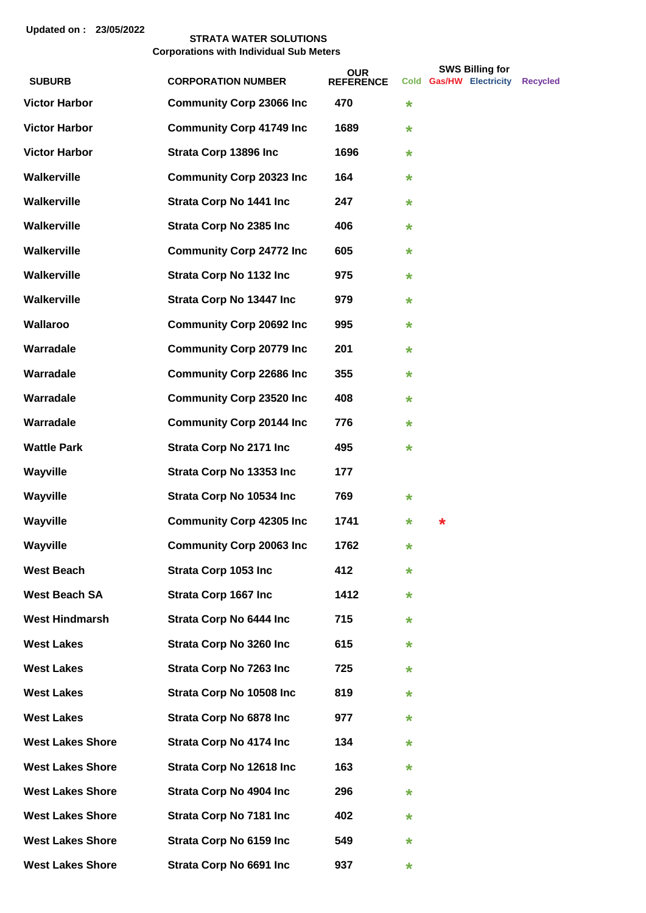Updated on : 23/05/2022

**STRATA WATER SOLUTIONS**
**Corporations with Individual Sub Meters**

| SUBURB | CORPORATION NUMBER | OUR REFERENCE | SWS Billing for Cold | Gas/HW | Electricity | Recycled |
|---|---|---|---|---|---|---|
| Victor Harbor | Community Corp 23066 Inc | 470 | * | | | |
| Victor Harbor | Community Corp 41749 Inc | 1689 | * | | | |
| Victor Harbor | Strata Corp 13896 Inc | 1696 | * | | | |
| Walkerville | Community Corp 20323 Inc | 164 | * | | | |
| Walkerville | Strata Corp No 1441 Inc | 247 | * | | | |
| Walkerville | Strata Corp No 2385 Inc | 406 | * | | | |
| Walkerville | Community Corp 24772 Inc | 605 | * | | | |
| Walkerville | Strata Corp No 1132 Inc | 975 | * | | | |
| Walkerville | Strata Corp No 13447 Inc | 979 | * | | | |
| Wallaroo | Community Corp 20692 Inc | 995 | * | | | |
| Warradale | Community Corp 20779 Inc | 201 | * | | | |
| Warradale | Community Corp 22686 Inc | 355 | * | | | |
| Warradale | Community Corp 23520 Inc | 408 | * | | | |
| Warradale | Community Corp 20144 Inc | 776 | * | | | |
| Wattle Park | Strata Corp No 2171 Inc | 495 | * | | | |
| Wayville | Strata Corp No 13353 Inc | 177 | | | | |
| Wayville | Strata Corp No 10534 Inc | 769 | * | | | |
| Wayville | Community Corp 42305 Inc | 1741 | * | * | | |
| Wayville | Community Corp 20063 Inc | 1762 | * | | | |
| West Beach | Strata Corp 1053 Inc | 412 | * | | | |
| West Beach SA | Strata Corp 1667 Inc | 1412 | * | | | |
| West Hindmarsh | Strata Corp No 6444 Inc | 715 | * | | | |
| West Lakes | Strata Corp No 3260 Inc | 615 | * | | | |
| West Lakes | Strata Corp No 7263 Inc | 725 | * | | | |
| West Lakes | Strata Corp No 10508 Inc | 819 | * | | | |
| West Lakes | Strata Corp No 6878 Inc | 977 | * | | | |
| West Lakes Shore | Strata Corp No 4174 Inc | 134 | * | | | |
| West Lakes Shore | Strata Corp No 12618 Inc | 163 | * | | | |
| West Lakes Shore | Strata Corp No 4904 Inc | 296 | * | | | |
| West Lakes Shore | Strata Corp No 7181 Inc | 402 | * | | | |
| West Lakes Shore | Strata Corp No 6159 Inc | 549 | * | | | |
| West Lakes Shore | Strata Corp No 6691 Inc | 937 | * | | | |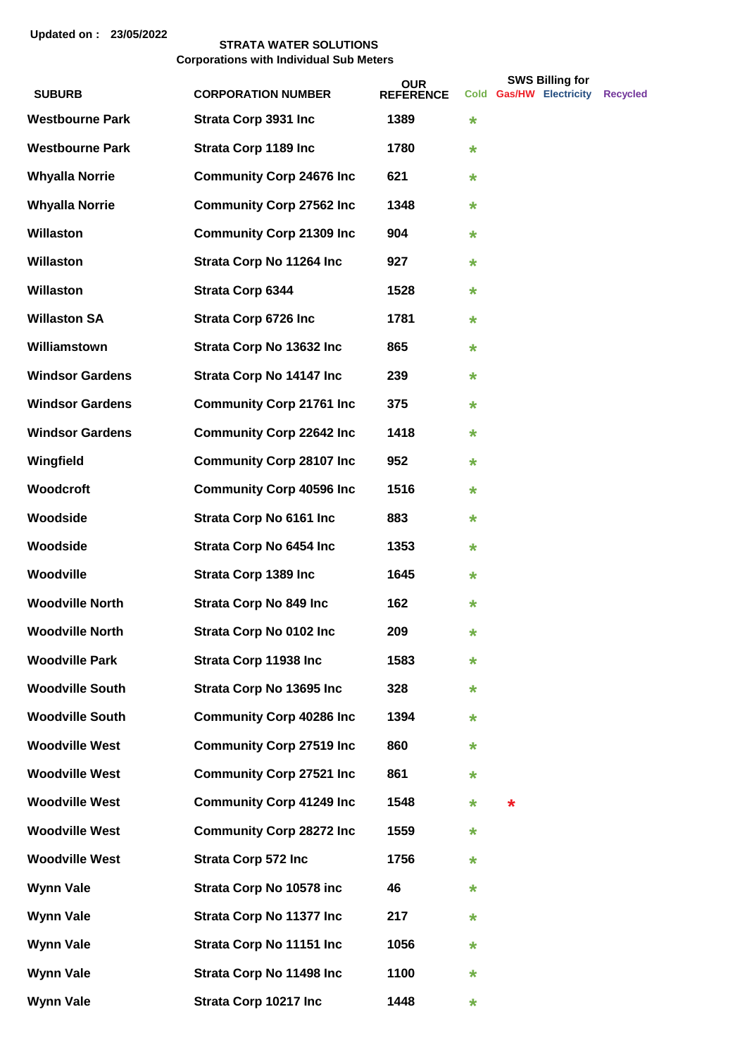Updated on : 23/05/2022

**STRATA WATER SOLUTIONS**
**Corporations with Individual Sub Meters**

| SUBURB | CORPORATION NUMBER | OUR REFERENCE | SWS Billing for Cold | Gas/HW | Electricity | Recycled |
|---|---|---|---|---|---|---|
| Westbourne Park | Strata Corp 3931 Inc | 1389 | * | | | |
| Westbourne Park | Strata Corp 1189 Inc | 1780 | * | | | |
| Whyalla Norrie | Community Corp 24676 Inc | 621 | * | | | |
| Whyalla Norrie | Community Corp 27562 Inc | 1348 | * | | | |
| Willaston | Community Corp 21309 Inc | 904 | * | | | |
| Willaston | Strata Corp No 11264 Inc | 927 | * | | | |
| Willaston | Strata Corp 6344 | 1528 | * | | | |
| Willaston SA | Strata Corp 6726 Inc | 1781 | * | | | |
| Williamstown | Strata Corp No 13632 Inc | 865 | * | | | |
| Windsor Gardens | Strata Corp No 14147 Inc | 239 | * | | | |
| Windsor Gardens | Community Corp 21761 Inc | 375 | * | | | |
| Windsor Gardens | Community Corp 22642 Inc | 1418 | * | | | |
| Wingfield | Community Corp 28107 Inc | 952 | * | | | |
| Woodcroft | Community Corp 40596 Inc | 1516 | * | | | |
| Woodside | Strata Corp No 6161 Inc | 883 | * | | | |
| Woodside | Strata Corp No 6454 Inc | 1353 | * | | | |
| Woodville | Strata Corp 1389 Inc | 1645 | * | | | |
| Woodville North | Strata Corp No 849 Inc | 162 | * | | | |
| Woodville North | Strata Corp No 0102 Inc | 209 | * | | | |
| Woodville Park | Strata Corp 11938 Inc | 1583 | * | | | |
| Woodville South | Strata Corp No 13695 Inc | 328 | * | | | |
| Woodville South | Community Corp 40286 Inc | 1394 | * | | | |
| Woodville West | Community Corp 27519 Inc | 860 | * | | | |
| Woodville West | Community Corp 27521 Inc | 861 | * | | | |
| Woodville West | Community Corp 41249 Inc | 1548 | * | * | | |
| Woodville West | Community Corp 28272 Inc | 1559 | * | | | |
| Woodville West | Strata Corp 572 Inc | 1756 | * | | | |
| Wynn Vale | Strata Corp No 10578 inc | 46 | * | | | |
| Wynn Vale | Strata Corp No 11377 Inc | 217 | * | | | |
| Wynn Vale | Strata Corp No 11151 Inc | 1056 | * | | | |
| Wynn Vale | Strata Corp No 11498 Inc | 1100 | * | | | |
| Wynn Vale | Strata Corp 10217 Inc | 1448 | * | | | |